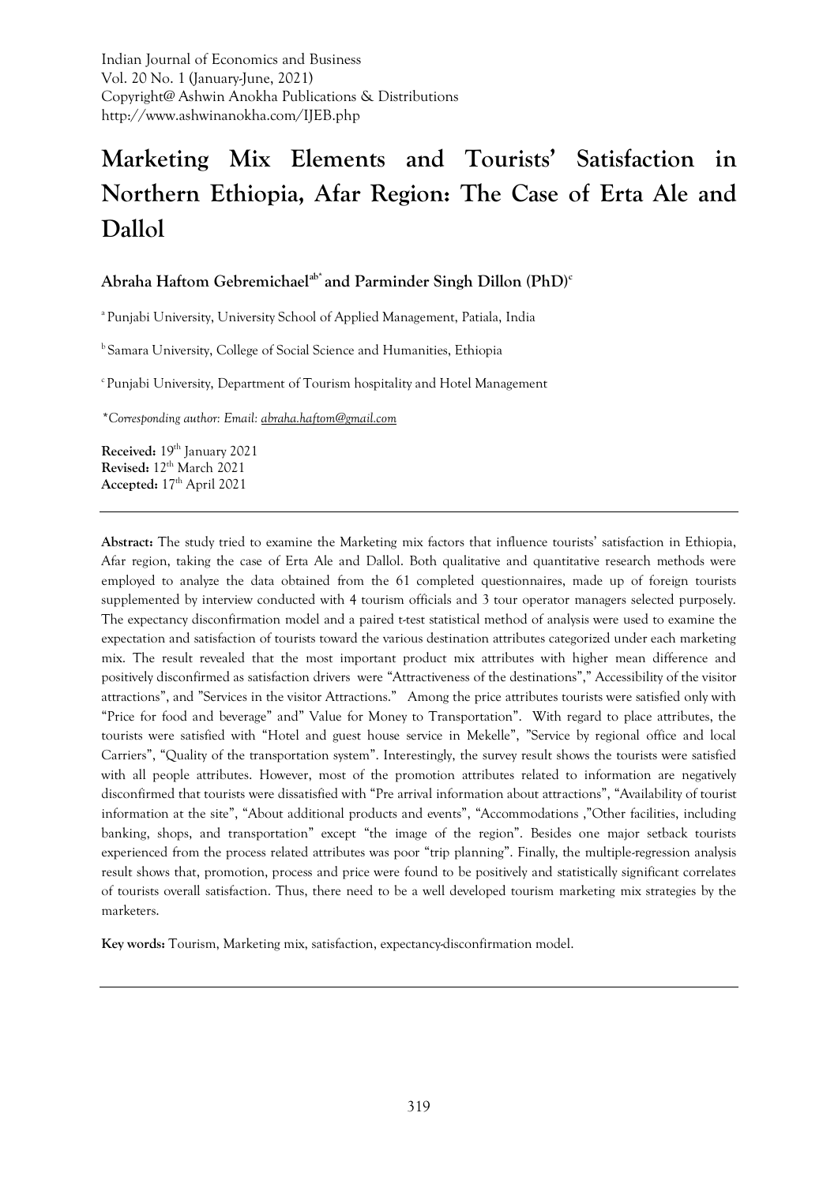Indian Journal of Economics and Business
Vol. 20 No. 1 (January-June, 2021)
Copyright@ Ashwin Anokha Publications & Distributions
http://www.ashwinanokha.com/IJEB.php

# Marketing Mix Elements and Tourists' Satisfaction in Northern Ethiopia, Afar Region: The Case of Erta Ale and Dallol

**Abraha Haftom Gebremichael[ab*] and Parminder Singh Dillon (PhD)[c]**

[a] Punjabi University, University School of Applied Management, Patiala, India

[b] Samara University, College of Social Science and Humanities, Ethiopia

[c] Punjabi University, Department of Tourism hospitality and Hotel Management

*\*Corresponding author: Email: abraha.haftom@gmail.com*

**Received:** 19th January 2021
**Revised:** 12th March 2021
**Accepted:** 17th April 2021

---

**Abstract:** The study tried to examine the Marketing mix factors that influence tourists' satisfaction in Ethiopia, Afar region, taking the case of Erta Ale and Dallol. Both qualitative and quantitative research methods were employed to analyze the data obtained from the 61 completed questionnaires, made up of foreign tourists supplemented by interview conducted with 4 tourism officials and 3 tour operator managers selected purposely. The expectancy disconfirmation model and a paired t-test statistical method of analysis were used to examine the expectation and satisfaction of tourists toward the various destination attributes categorized under each marketing mix. The result revealed that the most important product mix attributes with higher mean difference and positively disconfirmed as satisfaction drivers were "Attractiveness of the destinations"," Accessibility of the visitor attractions", and "Services in the visitor Attractions." Among the price attributes tourists were satisfied only with "Price for food and beverage" and" Value for Money to Transportation". With regard to place attributes, the tourists were satisfied with "Hotel and guest house service in Mekelle", "Service by regional office and local Carriers", "Quality of the transportation system". Interestingly, the survey result shows the tourists were satisfied with all people attributes. However, most of the promotion attributes related to information are negatively disconfirmed that tourists were dissatisfied with "Pre arrival information about attractions", "Availability of tourist information at the site", "About additional products and events", "Accommodations ,"Other facilities, including banking, shops, and transportation" except "the image of the region". Besides one major setback tourists experienced from the process related attributes was poor "trip planning". Finally, the multiple-regression analysis result shows that, promotion, process and price were found to be positively and statistically significant correlates of tourists overall satisfaction. Thus, there need to be a well developed tourism marketing mix strategies by the marketers.

**Key words:** Tourism, Marketing mix, satisfaction, expectancy-disconfirmation model.

---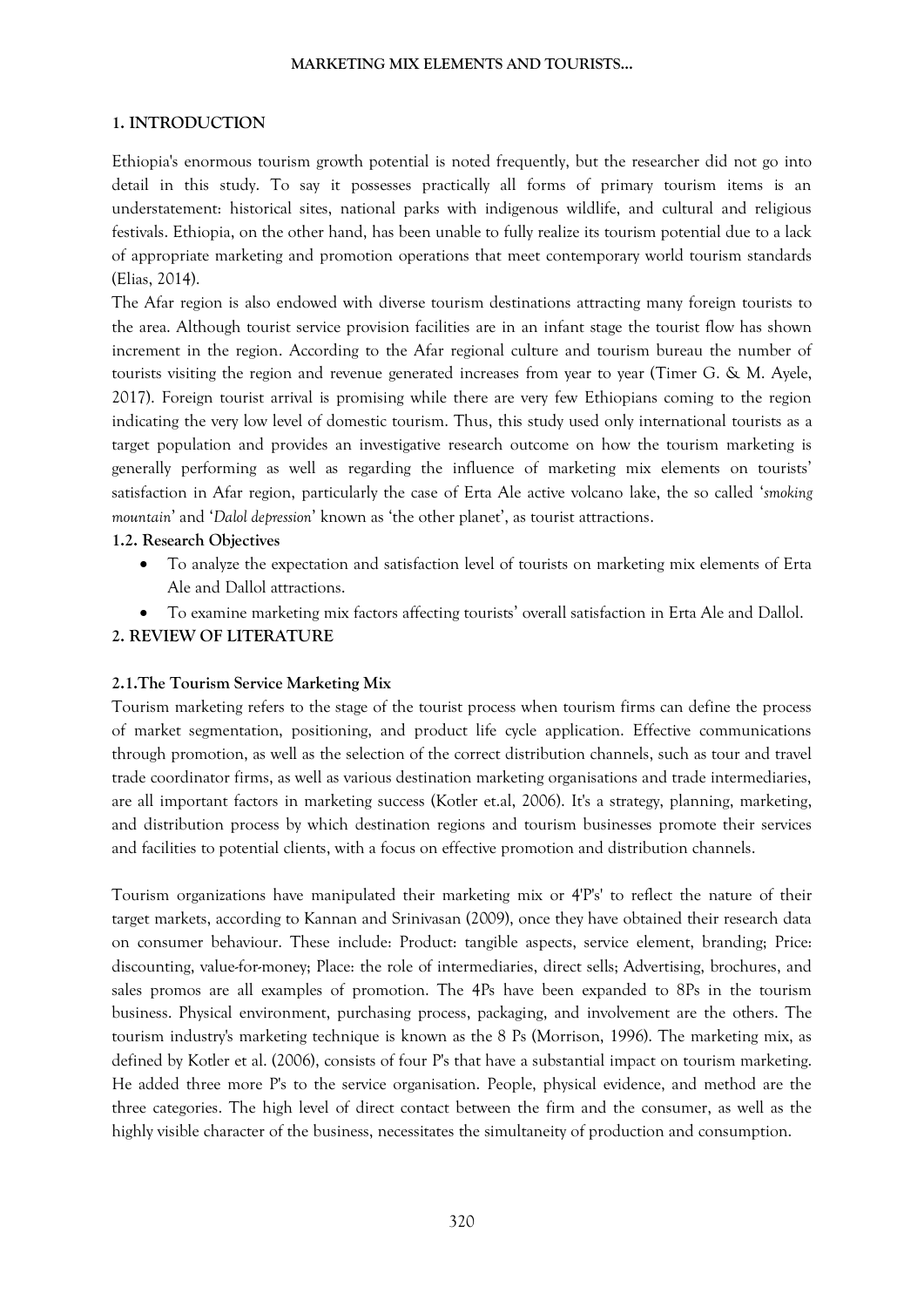## 1. INTRODUCTION

Ethiopia's enormous tourism growth potential is noted frequently, but the researcher did not go into detail in this study. To say it possesses practically all forms of primary tourism items is an understatement: historical sites, national parks with indigenous wildlife, and cultural and religious festivals. Ethiopia, on the other hand, has been unable to fully realize its tourism potential due to a lack of appropriate marketing and promotion operations that meet contemporary world tourism standards (Elias, 2014).

The Afar region is also endowed with diverse tourism destinations attracting many foreign tourists to the area. Although tourist service provision facilities are in an infant stage the tourist flow has shown increment in the region. According to the Afar regional culture and tourism bureau the number of tourists visiting the region and revenue generated increases from year to year (Timer G. & M. Ayele, 2017). Foreign tourist arrival is promising while there are very few Ethiopians coming to the region indicating the very low level of domestic tourism. Thus, this study used only international tourists as a target population and provides an investigative research outcome on how the tourism marketing is generally performing as well as regarding the influence of marketing mix elements on tourists' satisfaction in Afar region, particularly the case of Erta Ale active volcano lake, the so called '*smoking mountain*' and '*Dalol depression*' known as 'the other planet', as tourist attractions.

### 1.2. Research Objectives

- To analyze the expectation and satisfaction level of tourists on marketing mix elements of Erta Ale and Dallol attractions.
- To examine marketing mix factors affecting tourists' overall satisfaction in Erta Ale and Dallol.

## 2. REVIEW OF LITERATURE

### 2.1.The Tourism Service Marketing Mix

Tourism marketing refers to the stage of the tourist process when tourism firms can define the process of market segmentation, positioning, and product life cycle application. Effective communications through promotion, as well as the selection of the correct distribution channels, such as tour and travel trade coordinator firms, as well as various destination marketing organisations and trade intermediaries, are all important factors in marketing success (Kotler et.al, 2006). It's a strategy, planning, marketing, and distribution process by which destination regions and tourism businesses promote their services and facilities to potential clients, with a focus on effective promotion and distribution channels.

Tourism organizations have manipulated their marketing mix or 4'P's' to reflect the nature of their target markets, according to Kannan and Srinivasan (2009), once they have obtained their research data on consumer behaviour. These include: Product: tangible aspects, service element, branding; Price: discounting, value-for-money; Place: the role of intermediaries, direct sells; Advertising, brochures, and sales promos are all examples of promotion. The 4Ps have been expanded to 8Ps in the tourism business. Physical environment, purchasing process, packaging, and involvement are the others. The tourism industry's marketing technique is known as the 8 Ps (Morrison, 1996). The marketing mix, as defined by Kotler et al. (2006), consists of four P's that have a substantial impact on tourism marketing. He added three more P's to the service organisation. People, physical evidence, and method are the three categories. The high level of direct contact between the firm and the consumer, as well as the highly visible character of the business, necessitates the simultaneity of production and consumption.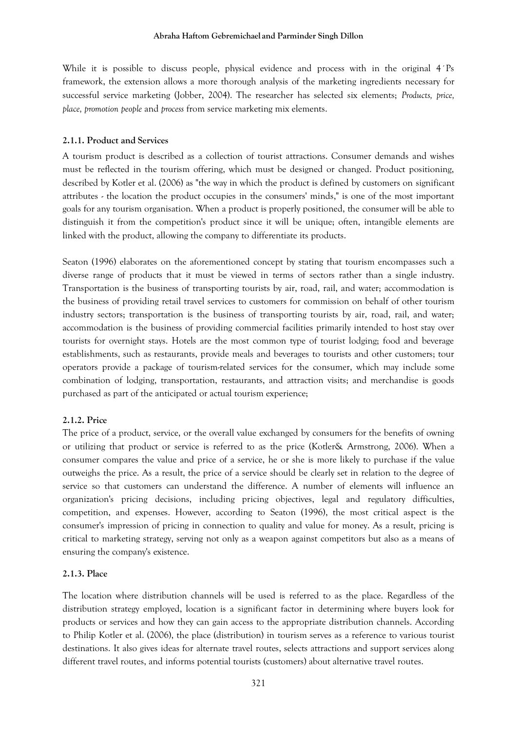While it is possible to discuss people, physical evidence and process with in the original 4´Ps framework, the extension allows a more thorough analysis of the marketing ingredients necessary for successful service marketing (Jobber, 2004). The researcher has selected six elements; *Products, price, place, promotion people* and *process* from service marketing mix elements.

### 2.1.1. Product and Services

A tourism product is described as a collection of tourist attractions. Consumer demands and wishes must be reflected in the tourism offering, which must be designed or changed. Product positioning, described by Kotler et al. (2006) as "the way in which the product is defined by customers on significant attributes - the location the product occupies in the consumers' minds," is one of the most important goals for any tourism organisation. When a product is properly positioned, the consumer will be able to distinguish it from the competition's product since it will be unique; often, intangible elements are linked with the product, allowing the company to differentiate its products.

Seaton (1996) elaborates on the aforementioned concept by stating that tourism encompasses such a diverse range of products that it must be viewed in terms of sectors rather than a single industry. Transportation is the business of transporting tourists by air, road, rail, and water; accommodation is the business of providing retail travel services to customers for commission on behalf of other tourism industry sectors; transportation is the business of transporting tourists by air, road, rail, and water; accommodation is the business of providing commercial facilities primarily intended to host stay over tourists for overnight stays. Hotels are the most common type of tourist lodging; food and beverage establishments, such as restaurants, provide meals and beverages to tourists and other customers; tour operators provide a package of tourism-related services for the consumer, which may include some combination of lodging, transportation, restaurants, and attraction visits; and merchandise is goods purchased as part of the anticipated or actual tourism experience;

### 2.1.2. Price

The price of a product, service, or the overall value exchanged by consumers for the benefits of owning or utilizing that product or service is referred to as the price (Kotler& Armstrong, 2006). When a consumer compares the value and price of a service, he or she is more likely to purchase if the value outweighs the price. As a result, the price of a service should be clearly set in relation to the degree of service so that customers can understand the difference. A number of elements will influence an organization's pricing decisions, including pricing objectives, legal and regulatory difficulties, competition, and expenses. However, according to Seaton (1996), the most critical aspect is the consumer's impression of pricing in connection to quality and value for money. As a result, pricing is critical to marketing strategy, serving not only as a weapon against competitors but also as a means of ensuring the company's existence.

### 2.1.3. Place

The location where distribution channels will be used is referred to as the place. Regardless of the distribution strategy employed, location is a significant factor in determining where buyers look for products or services and how they can gain access to the appropriate distribution channels. According to Philip Kotler et al. (2006), the place (distribution) in tourism serves as a reference to various tourist destinations. It also gives ideas for alternate travel routes, selects attractions and support services along different travel routes, and informs potential tourists (customers) about alternative travel routes.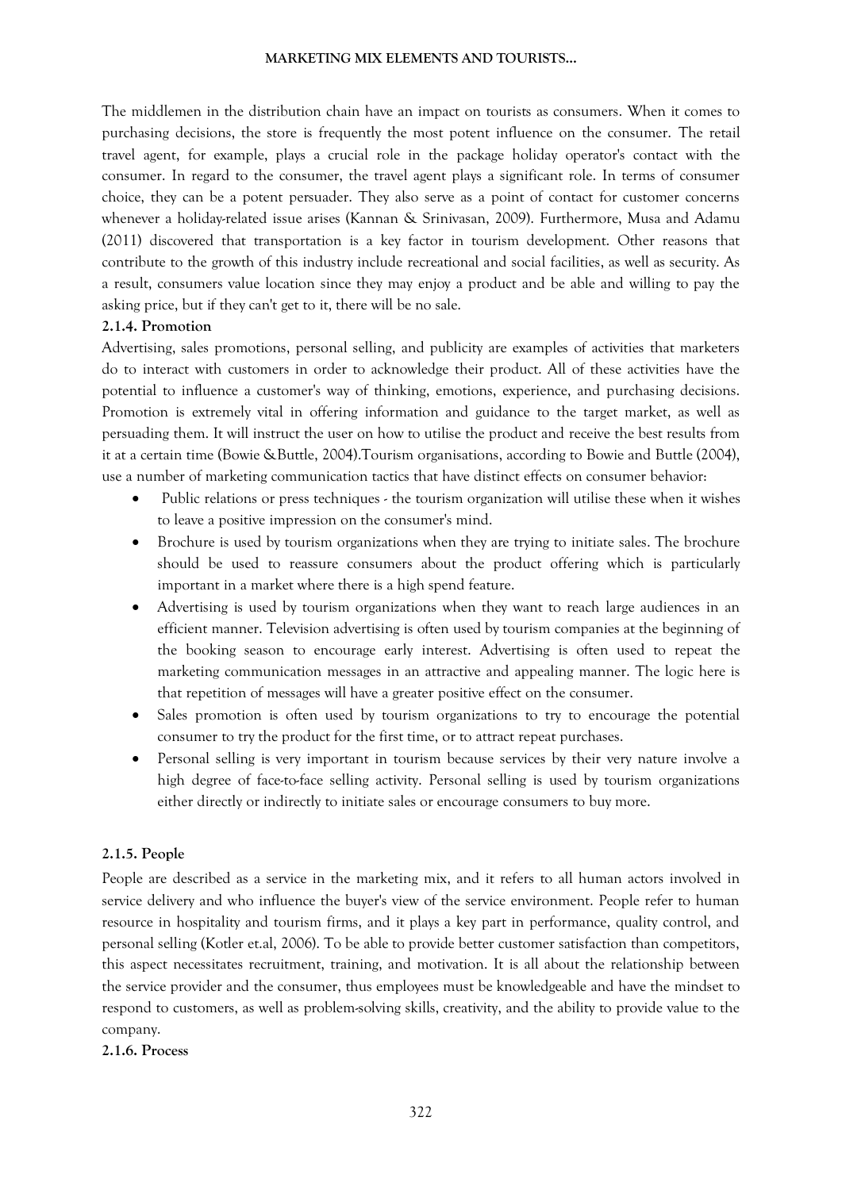The middlemen in the distribution chain have an impact on tourists as consumers. When it comes to purchasing decisions, the store is frequently the most potent influence on the consumer. The retail travel agent, for example, plays a crucial role in the package holiday operator's contact with the consumer. In regard to the consumer, the travel agent plays a significant role. In terms of consumer choice, they can be a potent persuader. They also serve as a point of contact for customer concerns whenever a holiday-related issue arises (Kannan & Srinivasan, 2009). Furthermore, Musa and Adamu (2011) discovered that transportation is a key factor in tourism development. Other reasons that contribute to the growth of this industry include recreational and social facilities, as well as security. As a result, consumers value location since they may enjoy a product and be able and willing to pay the asking price, but if they can't get to it, there will be no sale.

### 2.1.4. Promotion

Advertising, sales promotions, personal selling, and publicity are examples of activities that marketers do to interact with customers in order to acknowledge their product. All of these activities have the potential to influence a customer's way of thinking, emotions, experience, and purchasing decisions. Promotion is extremely vital in offering information and guidance to the target market, as well as persuading them. It will instruct the user on how to utilise the product and receive the best results from it at a certain time (Bowie &Buttle, 2004).Tourism organisations, according to Bowie and Buttle (2004), use a number of marketing communication tactics that have distinct effects on consumer behavior:

- Public relations or press techniques - the tourism organization will utilise these when it wishes to leave a positive impression on the consumer's mind.
- Brochure is used by tourism organizations when they are trying to initiate sales. The brochure should be used to reassure consumers about the product offering which is particularly important in a market where there is a high spend feature.
- Advertising is used by tourism organizations when they want to reach large audiences in an efficient manner. Television advertising is often used by tourism companies at the beginning of the booking season to encourage early interest. Advertising is often used to repeat the marketing communication messages in an attractive and appealing manner. The logic here is that repetition of messages will have a greater positive effect on the consumer.
- Sales promotion is often used by tourism organizations to try to encourage the potential consumer to try the product for the first time, or to attract repeat purchases.
- Personal selling is very important in tourism because services by their very nature involve a high degree of face-to-face selling activity. Personal selling is used by tourism organizations either directly or indirectly to initiate sales or encourage consumers to buy more.

### 2.1.5. People

People are described as a service in the marketing mix, and it refers to all human actors involved in service delivery and who influence the buyer's view of the service environment. People refer to human resource in hospitality and tourism firms, and it plays a key part in performance, quality control, and personal selling (Kotler et.al, 2006). To be able to provide better customer satisfaction than competitors, this aspect necessitates recruitment, training, and motivation. It is all about the relationship between the service provider and the consumer, thus employees must be knowledgeable and have the mindset to respond to customers, as well as problem-solving skills, creativity, and the ability to provide value to the company.

### 2.1.6. Process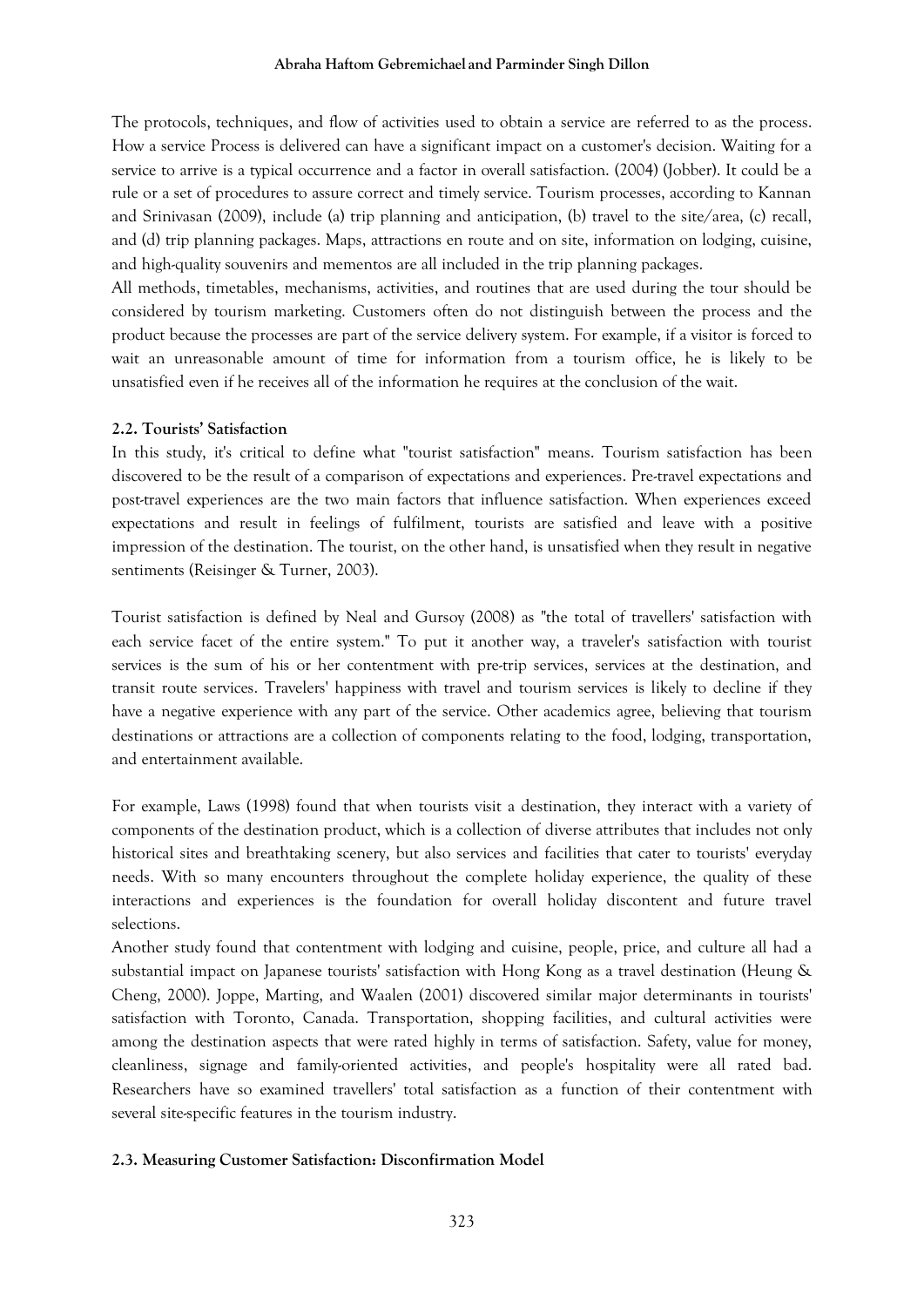The protocols, techniques, and flow of activities used to obtain a service are referred to as the process. How a service Process is delivered can have a significant impact on a customer's decision. Waiting for a service to arrive is a typical occurrence and a factor in overall satisfaction. (2004) (Jobber). It could be a rule or a set of procedures to assure correct and timely service. Tourism processes, according to Kannan and Srinivasan (2009), include (a) trip planning and anticipation, (b) travel to the site/area, (c) recall, and (d) trip planning packages. Maps, attractions en route and on site, information on lodging, cuisine, and high-quality souvenirs and mementos are all included in the trip planning packages.

All methods, timetables, mechanisms, activities, and routines that are used during the tour should be considered by tourism marketing. Customers often do not distinguish between the process and the product because the processes are part of the service delivery system. For example, if a visitor is forced to wait an unreasonable amount of time for information from a tourism office, he is likely to be unsatisfied even if he receives all of the information he requires at the conclusion of the wait.

### 2.2. Tourists' Satisfaction

In this study, it's critical to define what "tourist satisfaction" means. Tourism satisfaction has been discovered to be the result of a comparison of expectations and experiences. Pre-travel expectations and post-travel experiences are the two main factors that influence satisfaction. When experiences exceed expectations and result in feelings of fulfilment, tourists are satisfied and leave with a positive impression of the destination. The tourist, on the other hand, is unsatisfied when they result in negative sentiments (Reisinger & Turner, 2003).

Tourist satisfaction is defined by Neal and Gursoy (2008) as "the total of travellers' satisfaction with each service facet of the entire system." To put it another way, a traveler's satisfaction with tourist services is the sum of his or her contentment with pre-trip services, services at the destination, and transit route services. Travelers' happiness with travel and tourism services is likely to decline if they have a negative experience with any part of the service. Other academics agree, believing that tourism destinations or attractions are a collection of components relating to the food, lodging, transportation, and entertainment available.

For example, Laws (1998) found that when tourists visit a destination, they interact with a variety of components of the destination product, which is a collection of diverse attributes that includes not only historical sites and breathtaking scenery, but also services and facilities that cater to tourists' everyday needs. With so many encounters throughout the complete holiday experience, the quality of these interactions and experiences is the foundation for overall holiday discontent and future travel selections.

Another study found that contentment with lodging and cuisine, people, price, and culture all had a substantial impact on Japanese tourists' satisfaction with Hong Kong as a travel destination (Heung & Cheng, 2000). Joppe, Marting, and Waalen (2001) discovered similar major determinants in tourists' satisfaction with Toronto, Canada. Transportation, shopping facilities, and cultural activities were among the destination aspects that were rated highly in terms of satisfaction. Safety, value for money, cleanliness, signage and family-oriented activities, and people's hospitality were all rated bad. Researchers have so examined travellers' total satisfaction as a function of their contentment with several site-specific features in the tourism industry.

### 2.3. Measuring Customer Satisfaction: Disconfirmation Model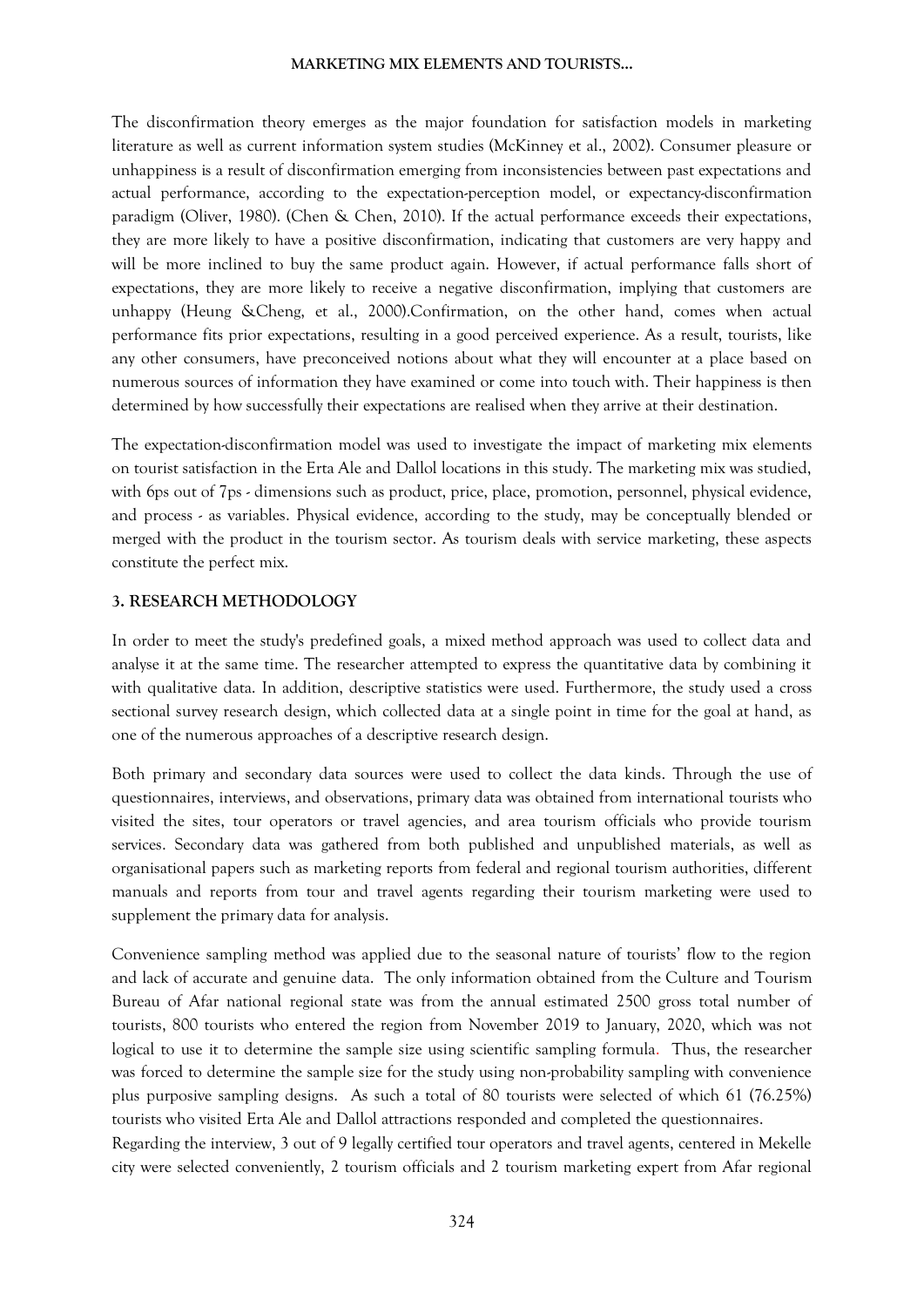The disconfirmation theory emerges as the major foundation for satisfaction models in marketing literature as well as current information system studies (McKinney et al., 2002). Consumer pleasure or unhappiness is a result of disconfirmation emerging from inconsistencies between past expectations and actual performance, according to the expectation-perception model, or expectancy-disconfirmation paradigm (Oliver, 1980). (Chen & Chen, 2010). If the actual performance exceeds their expectations, they are more likely to have a positive disconfirmation, indicating that customers are very happy and will be more inclined to buy the same product again. However, if actual performance falls short of expectations, they are more likely to receive a negative disconfirmation, implying that customers are unhappy (Heung &Cheng, et al., 2000).Confirmation, on the other hand, comes when actual performance fits prior expectations, resulting in a good perceived experience. As a result, tourists, like any other consumers, have preconceived notions about what they will encounter at a place based on numerous sources of information they have examined or come into touch with. Their happiness is then determined by how successfully their expectations are realised when they arrive at their destination.

The expectation-disconfirmation model was used to investigate the impact of marketing mix elements on tourist satisfaction in the Erta Ale and Dallol locations in this study. The marketing mix was studied, with 6ps out of 7ps - dimensions such as product, price, place, promotion, personnel, physical evidence, and process - as variables. Physical evidence, according to the study, may be conceptually blended or merged with the product in the tourism sector. As tourism deals with service marketing, these aspects constitute the perfect mix.

## 3. RESEARCH METHODOLOGY

In order to meet the study's predefined goals, a mixed method approach was used to collect data and analyse it at the same time. The researcher attempted to express the quantitative data by combining it with qualitative data. In addition, descriptive statistics were used. Furthermore, the study used a cross sectional survey research design, which collected data at a single point in time for the goal at hand, as one of the numerous approaches of a descriptive research design.

Both primary and secondary data sources were used to collect the data kinds. Through the use of questionnaires, interviews, and observations, primary data was obtained from international tourists who visited the sites, tour operators or travel agencies, and area tourism officials who provide tourism services. Secondary data was gathered from both published and unpublished materials, as well as organisational papers such as marketing reports from federal and regional tourism authorities, different manuals and reports from tour and travel agents regarding their tourism marketing were used to supplement the primary data for analysis.

Convenience sampling method was applied due to the seasonal nature of tourists' flow to the region and lack of accurate and genuine data. The only information obtained from the Culture and Tourism Bureau of Afar national regional state was from the annual estimated 2500 gross total number of tourists, 800 tourists who entered the region from November 2019 to January, 2020, which was not logical to use it to determine the sample size using scientific sampling formula. Thus, the researcher was forced to determine the sample size for the study using non-probability sampling with convenience plus purposive sampling designs. As such a total of 80 tourists were selected of which 61 (76.25%) tourists who visited Erta Ale and Dallol attractions responded and completed the questionnaires.

Regarding the interview, 3 out of 9 legally certified tour operators and travel agents, centered in Mekelle city were selected conveniently, 2 tourism officials and 2 tourism marketing expert from Afar regional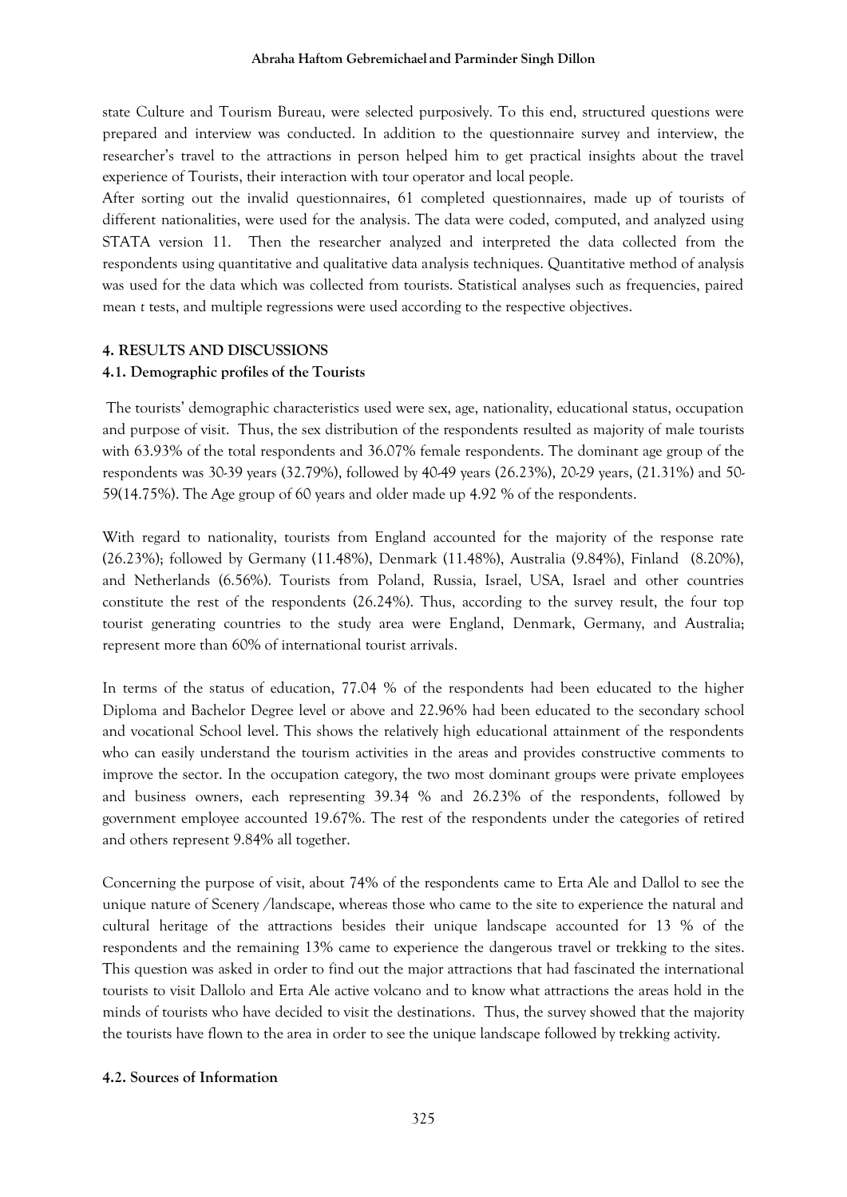state Culture and Tourism Bureau, were selected purposively. To this end, structured questions were prepared and interview was conducted. In addition to the questionnaire survey and interview, the researcher's travel to the attractions in person helped him to get practical insights about the travel experience of Tourists, their interaction with tour operator and local people.

After sorting out the invalid questionnaires, 61 completed questionnaires, made up of tourists of different nationalities, were used for the analysis. The data were coded, computed, and analyzed using STATA version 11. Then the researcher analyzed and interpreted the data collected from the respondents using quantitative and qualitative data analysis techniques. Quantitative method of analysis was used for the data which was collected from tourists. Statistical analyses such as frequencies, paired mean *t* tests, and multiple regressions were used according to the respective objectives.

## 4. RESULTS AND DISCUSSIONS

### 4.1. Demographic profiles of the Tourists

The tourists' demographic characteristics used were sex, age, nationality, educational status, occupation and purpose of visit. Thus, the sex distribution of the respondents resulted as majority of male tourists with 63.93% of the total respondents and 36.07% female respondents. The dominant age group of the respondents was 30-39 years (32.79%), followed by 40-49 years (26.23%), 20-29 years, (21.31%) and 50-59(14.75%). The Age group of 60 years and older made up 4.92 % of the respondents.

With regard to nationality, tourists from England accounted for the majority of the response rate (26.23%); followed by Germany (11.48%), Denmark (11.48%), Australia (9.84%), Finland (8.20%), and Netherlands (6.56%). Tourists from Poland, Russia, Israel, USA, Israel and other countries constitute the rest of the respondents (26.24%). Thus, according to the survey result, the four top tourist generating countries to the study area were England, Denmark, Germany, and Australia; represent more than 60% of international tourist arrivals.

In terms of the status of education, 77.04 % of the respondents had been educated to the higher Diploma and Bachelor Degree level or above and 22.96% had been educated to the secondary school and vocational School level. This shows the relatively high educational attainment of the respondents who can easily understand the tourism activities in the areas and provides constructive comments to improve the sector. In the occupation category, the two most dominant groups were private employees and business owners, each representing 39.34 % and 26.23% of the respondents, followed by government employee accounted 19.67%. The rest of the respondents under the categories of retired and others represent 9.84% all together.

Concerning the purpose of visit, about 74% of the respondents came to Erta Ale and Dallol to see the unique nature of Scenery /landscape, whereas those who came to the site to experience the natural and cultural heritage of the attractions besides their unique landscape accounted for 13 % of the respondents and the remaining 13% came to experience the dangerous travel or trekking to the sites. This question was asked in order to find out the major attractions that had fascinated the international tourists to visit Dallolo and Erta Ale active volcano and to know what attractions the areas hold in the minds of tourists who have decided to visit the destinations. Thus, the survey showed that the majority the tourists have flown to the area in order to see the unique landscape followed by trekking activity.

### 4.2. Sources of Information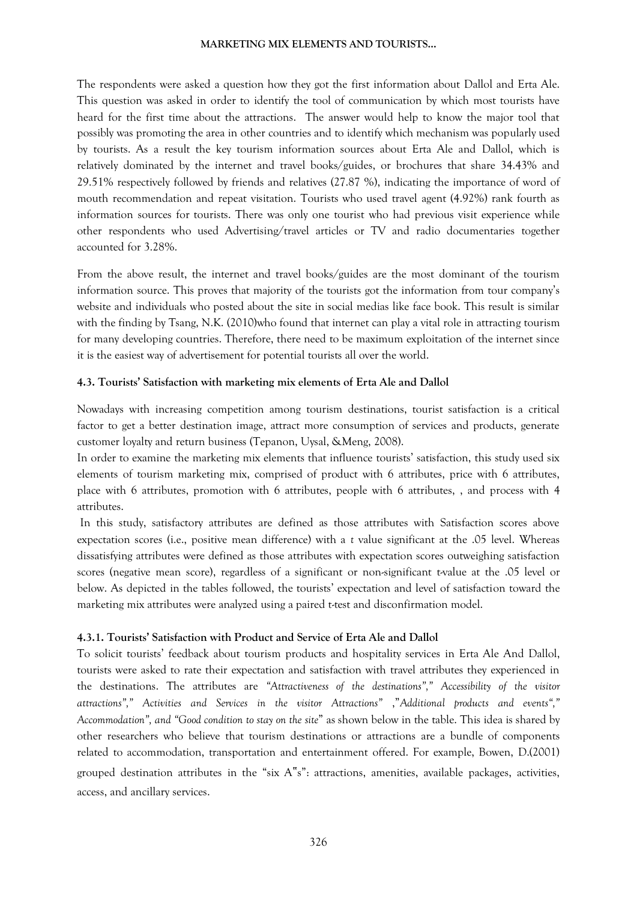The respondents were asked a question how they got the first information about Dallol and Erta Ale. This question was asked in order to identify the tool of communication by which most tourists have heard for the first time about the attractions. The answer would help to know the major tool that possibly was promoting the area in other countries and to identify which mechanism was popularly used by tourists. As a result the key tourism information sources about Erta Ale and Dallol, which is relatively dominated by the internet and travel books/guides, or brochures that share 34.43% and 29.51% respectively followed by friends and relatives (27.87 %), indicating the importance of word of mouth recommendation and repeat visitation. Tourists who used travel agent (4.92%) rank fourth as information sources for tourists. There was only one tourist who had previous visit experience while other respondents who used Advertising/travel articles or TV and radio documentaries together accounted for 3.28%.

From the above result, the internet and travel books/guides are the most dominant of the tourism information source. This proves that majority of the tourists got the information from tour company's website and individuals who posted about the site in social medias like face book. This result is similar with the finding by Tsang, N.K. (2010)who found that internet can play a vital role in attracting tourism for many developing countries. Therefore, there need to be maximum exploitation of the internet since it is the easiest way of advertisement for potential tourists all over the world.

#### 4.3. Tourists' Satisfaction with marketing mix elements of Erta Ale and Dallol

Nowadays with increasing competition among tourism destinations, tourist satisfaction is a critical factor to get a better destination image, attract more consumption of services and products, generate customer loyalty and return business (Tepanon, Uysal, &Meng, 2008).

In order to examine the marketing mix elements that influence tourists' satisfaction, this study used six elements of tourism marketing mix, comprised of product with 6 attributes, price with 6 attributes, place with 6 attributes, promotion with 6 attributes, people with 6 attributes, , and process with 4 attributes.

In this study, satisfactory attributes are defined as those attributes with Satisfaction scores above expectation scores (i.e., positive mean difference) with a *t* value significant at the .05 level. Whereas dissatisfying attributes were defined as those attributes with expectation scores outweighing satisfaction scores (negative mean score), regardless of a significant or non-significant t-value at the .05 level or below. As depicted in the tables followed, the tourists' expectation and level of satisfaction toward the marketing mix attributes were analyzed using a paired t-test and disconfirmation model.

#### 4.3.1. Tourists' Satisfaction with Product and Service of Erta Ale and Dallol

To solicit tourists' feedback about tourism products and hospitality services in Erta Ale And Dallol, tourists were asked to rate their expectation and satisfaction with travel attributes they experienced in the destinations. The attributes are *"Attractiveness of the destinations"," Accessibility of the visitor attractions"," Activities and Services in the visitor Attractions"* ,"*Additional products and events"," Accommodation", and "Good condition to stay on the site*" as shown below in the table. This idea is shared by other researchers who believe that tourism destinations or attractions are a bundle of components related to accommodation, transportation and entertainment offered. For example, Bowen, D.(2001) grouped destination attributes in the "six A"s": attractions, amenities, available packages, activities, access, and ancillary services.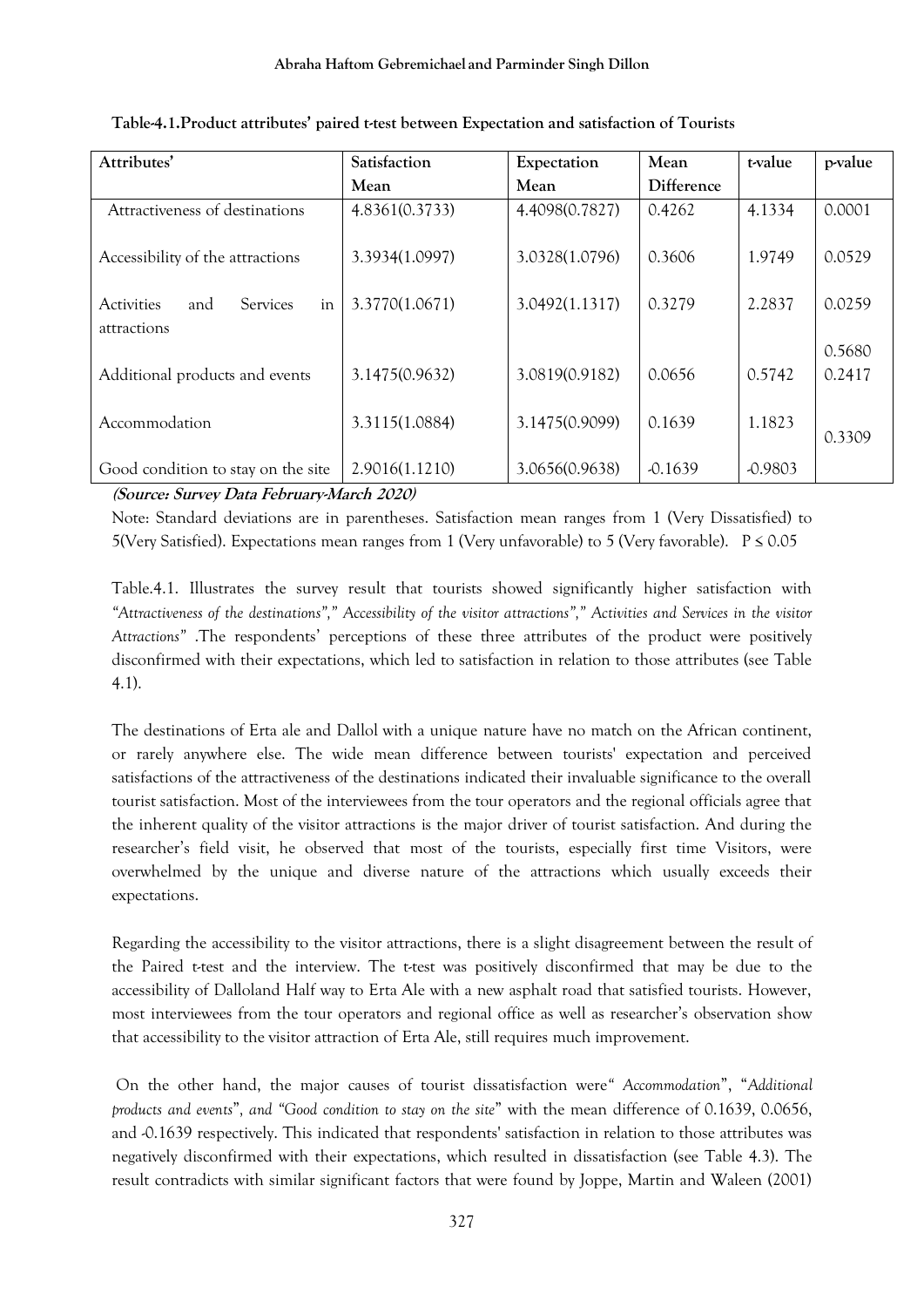**Table-4.1.Product attributes' paired t-test between Expectation and satisfaction of Tourists**

| Attributes' | Satisfaction Mean | Expectation Mean | Mean Difference | t-value | p-value |
|---|---|---|---|---|---|
| Attractiveness of destinations | 4.8361(0.3733) | 4.4098(0.7827) | 0.4262 | 4.1334 | 0.0001 |
| Accessibility of the attractions | 3.3934(1.0997) | 3.0328(1.0796) | 0.3606 | 1.9749 | 0.0529 |
| Activities and Services in attractions | 3.3770(1.0671) | 3.0492(1.1317) | 0.3279 | 2.2837 | 0.0259 |
| Additional products and events | 3.1475(0.9632) | 3.0819(0.9182) | 0.0656 | 0.5742 | 0.5680 |
| Accommodation | 3.3115(1.0884) | 3.1475(0.9099) | 0.1639 | 1.1823 | 0.2417 |
| Good condition to stay on the site | 2.9016(1.1210) | 3.0656(0.9638) | -0.1639 | -0.9803 | 0.3309 |

***(Source: Survey Data February-March 2020)***

Note: Standard deviations are in parentheses. Satisfaction mean ranges from 1 (Very Dissatisfied) to 5(Very Satisfied). Expectations mean ranges from 1 (Very unfavorable) to 5 (Very favorable). $P \leq 0.05$

Table.4.1. Illustrates the survey result that tourists showed significantly higher satisfaction with *"Attractiveness of the destinations"," Accessibility of the visitor attractions"," Activities and Services in the visitor Attractions"* .The respondents' perceptions of these three attributes of the product were positively disconfirmed with their expectations, which led to satisfaction in relation to those attributes (see Table 4.1).

The destinations of Erta ale and Dallol with a unique nature have no match on the African continent, or rarely anywhere else. The wide mean difference between tourists' expectation and perceived satisfactions of the attractiveness of the destinations indicated their invaluable significance to the overall tourist satisfaction. Most of the interviewees from the tour operators and the regional officials agree that the inherent quality of the visitor attractions is the major driver of tourist satisfaction. And during the researcher's field visit, he observed that most of the tourists, especially first time Visitors, were overwhelmed by the unique and diverse nature of the attractions which usually exceeds their expectations.

Regarding the accessibility to the visitor attractions, there is a slight disagreement between the result of the Paired t-test and the interview. The t-test was positively disconfirmed that may be due to the accessibility of Dalloland Half way to Erta Ale with a new asphalt road that satisfied tourists. However, most interviewees from the tour operators and regional office as well as researcher's observation show that accessibility to the visitor attraction of Erta Ale, still requires much improvement.

On the other hand, the major causes of tourist dissatisfaction were*" Accommodation*", "*Additional products and events*", *and "Good condition to stay on the site*" with the mean difference of 0.1639, 0.0656, and -0.1639 respectively. This indicated that respondents' satisfaction in relation to those attributes was negatively disconfirmed with their expectations, which resulted in dissatisfaction (see Table 4.3). The result contradicts with similar significant factors that were found by Joppe, Martin and Waleen (2001)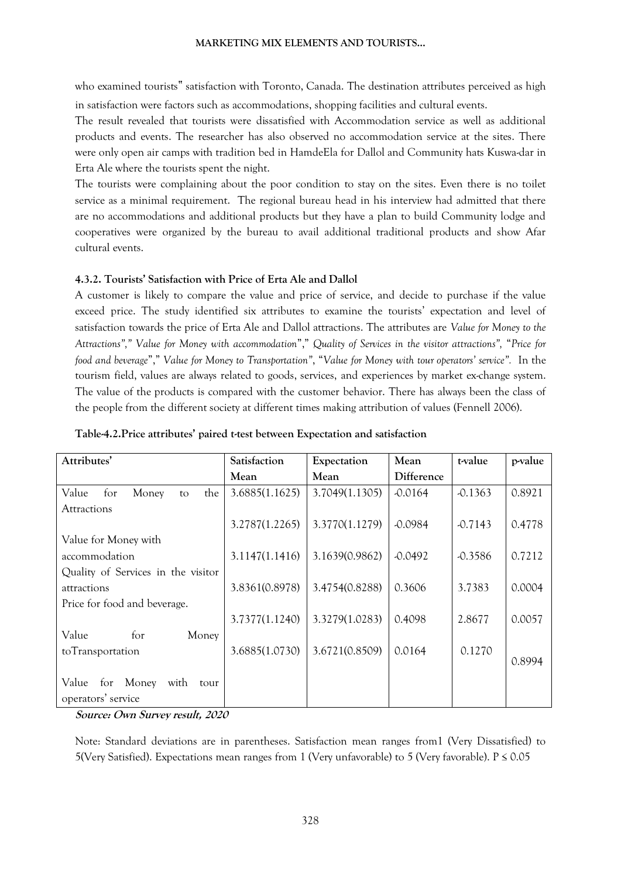who examined tourists" satisfaction with Toronto, Canada. The destination attributes perceived as high in satisfaction were factors such as accommodations, shopping facilities and cultural events.

The result revealed that tourists were dissatisfied with Accommodation service as well as additional products and events. The researcher has also observed no accommodation service at the sites. There were only open air camps with tradition bed in HamdeEla for Dallol and Community hats Kuswa-dar in Erta Ale where the tourists spent the night.

The tourists were complaining about the poor condition to stay on the sites. Even there is no toilet service as a minimal requirement. The regional bureau head in his interview had admitted that there are no accommodations and additional products but they have a plan to build Community lodge and cooperatives were organized by the bureau to avail additional traditional products and show Afar cultural events.

### 4.3.2. Tourists' Satisfaction with Price of Erta Ale and Dallol

A customer is likely to compare the value and price of service, and decide to purchase if the value exceed price. The study identified six attributes to examine the tourists' expectation and level of satisfaction towards the price of Erta Ale and Dallol attractions. The attributes are *Value for Money to the Attractions"," Value for Money with accommodation*"," *Quality of Services in the visitor attractions",* "*Price for food and beverage*"," *Value for Money to Transportation"*, "*Value for Money with tour operators' service".* In the tourism field, values are always related to goods, services, and experiences by market ex-change system. The value of the products is compared with the customer behavior. There has always been the class of the people from the different society at different times making attribution of values (Fennell 2006).

**Table-4.2.Price attributes' paired t-test between Expectation and satisfaction**

| Attributes' | Satisfaction Mean | Expectation Mean | Mean Difference | t-value | p-value |
|---|---|---|---|---|---|
| Value for Money to the Attractions | 3.6885(1.1625) | 3.7049(1.1305) | -0.0164 | -0.1363 | 0.8921 |
| Value for Money with accommodation | 3.2787(1.2265) | 3.3770(1.1279) | -0.0984 | -0.7143 | 0.4778 |
| Quality of Services in the visitor attractions | 3.1147(1.1416) | 3.1639(0.9862) | -0.0492 | -0.3586 | 0.7212 |
| Price for food and beverage. | 3.8361(0.8978) | 3.4754(0.8288) | 0.3606 | 3.7383 | 0.0004 |
| Value for Money toTransportation | 3.7377(1.1240) | 3.3279(1.0283) | 0.4098 | 2.8677 | 0.0057 |
| Value for Money with tour operators' service | 3.6885(1.0730) | 3.6721(0.8509) | 0.0164 | 0.1270 | 0.8994 |

**Source: Own Survey result, 2020**

Note: Standard deviations are in parentheses. Satisfaction mean ranges from1 (Very Dissatisfied) to 5(Very Satisfied). Expectations mean ranges from 1 (Very unfavorable) to 5 (Very favorable). $P \leq 0.05$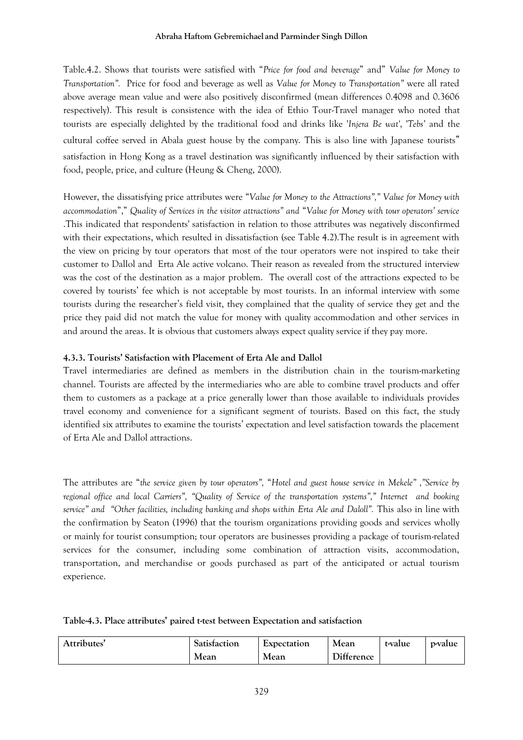Table.4.2. Shows that tourists were satisfied with "*Price for food and beverage*" and" *Value for Money to Transportation".* Price for food and beverage as well as *Value for Money to Transportation"* were all rated above average mean value and were also positively disconfirmed (mean differences 0.4098 and 0.3606 respectively). This result is consistence with the idea of Ethio Tour-Travel manager who noted that tourists are especially delighted by the traditional food and drinks like '*Injera Be wat*', '*Tebs*' and the cultural coffee served in Abala guest house by the company. This is also line with Japanese tourists" satisfaction in Hong Kong as a travel destination was significantly influenced by their satisfaction with food, people, price, and culture (Heung & Cheng, 2000).

However, the dissatisfying price attributes were "*Value for Money to the Attractions"," Value for Money with accommodation*"," *Quality of Services in the visitor attractions" and* "*Value for Money with tour operators' service* .This indicated that respondents' satisfaction in relation to those attributes was negatively disconfirmed with their expectations, which resulted in dissatisfaction (see Table 4.2).The result is in agreement with the view on pricing by tour operators that most of the tour operators were not inspired to take their customer to Dallol and Erta Ale active volcano. Their reason as revealed from the structured interview was the cost of the destination as a major problem. The overall cost of the attractions expected to be covered by tourists' fee which is not acceptable by most tourists. In an informal interview with some tourists during the researcher's field visit, they complained that the quality of service they get and the price they paid did not match the value for money with quality accommodation and other services in and around the areas. It is obvious that customers always expect quality service if they pay more.

### 4.3.3. Tourists' Satisfaction with Placement of Erta Ale and Dallol

Travel intermediaries are defined as members in the distribution chain in the tourism-marketing channel. Tourists are affected by the intermediaries who are able to combine travel products and offer them to customers as a package at a price generally lower than those available to individuals provides travel economy and convenience for a significant segment of tourists. Based on this fact, the study identified six attributes to examine the tourists' expectation and level satisfaction towards the placement of Erta Ale and Dallol attractions.

The attributes are "*the service given by tour operators",* "*Hotel and guest house service in Mekele" ,"Service by regional office and local Carriers", "Quality of Service of the transportation systems"," Internet and booking service" and "Other facilities, including banking and shops within Erta Ale and Daloll".* This also in line with the confirmation by Seaton (1996) that the tourism organizations providing goods and services wholly or mainly for tourist consumption; tour operators are businesses providing a package of tourism-related services for the consumer, including some combination of attraction visits, accommodation, transportation, and merchandise or goods purchased as part of the anticipated or actual tourism experience.

**Table-4.3. Place attributes' paired t-test between Expectation and satisfaction**

| Attributes' | Satisfaction Mean | Expectation Mean | Mean Difference | t-value | p-value |
|---|---|---|---|---|---|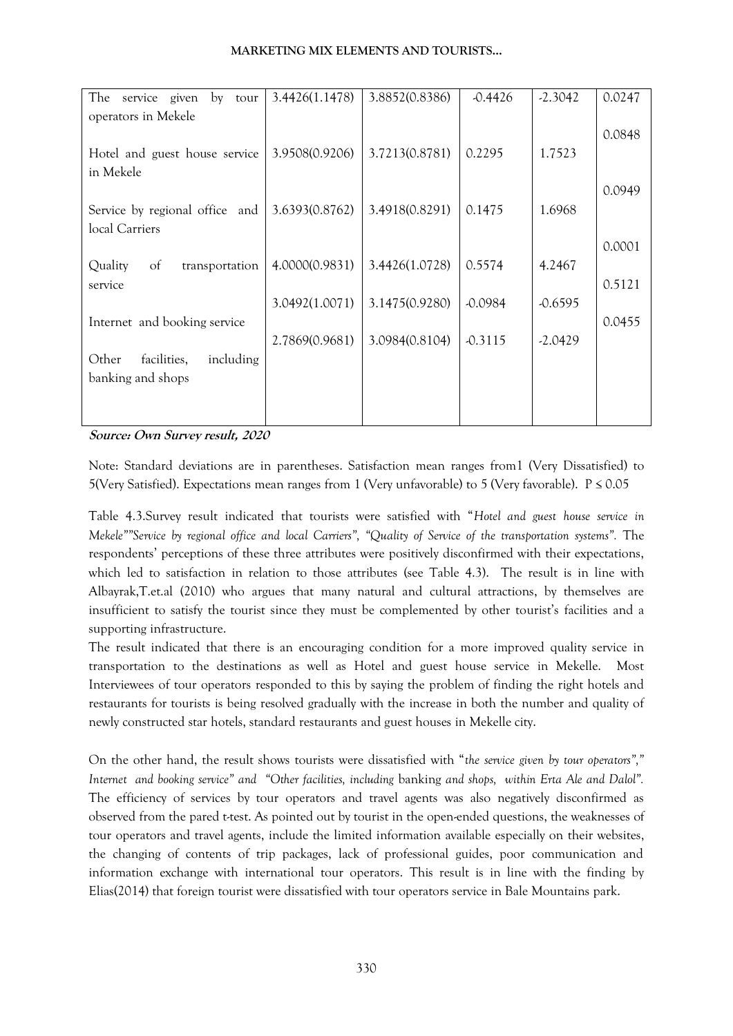| | | | | | |
|---|---|---|---|---|---|
| The service given by tour operators in Mekele | 3.4426(1.1478) | 3.8852(0.8386) | -0.4426 | -2.3042 | 0.0247 |
| Hotel and guest house service in Mekele | 3.9508(0.9206) | 3.7213(0.8781) | 0.2295 | 1.7523 | 0.0848 |
| Service by regional office and local Carriers | 3.6393(0.8762) | 3.4918(0.8291) | 0.1475 | 1.6968 | 0.0949 |
| Quality of transportation service | 4.0000(0.9831) | 3.4426(1.0728) | 0.5574 | 4.2467 | 0.0001 |
| Internet and booking service | 3.0492(1.0071) | 3.1475(0.9280) | -0.0984 | -0.6595 | 0.5121 |
| Other facilities, including banking and shops | 2.7869(0.9681) | 3.0984(0.8104) | -0.3115 | -2.0429 | 0.0455 |

**Source: Own Survey result, 2020**

Note: Standard deviations are in parentheses. Satisfaction mean ranges from1 (Very Dissatisfied) to 5(Very Satisfied). Expectations mean ranges from 1 (Very unfavorable) to 5 (Very favorable). $P \leq 0.05$

Table 4.3.Survey result indicated that tourists were satisfied with "*Hotel and guest house service in Mekele""Service by regional office and local Carriers", "Quality of Service of the transportation systems".* The respondents' perceptions of these three attributes were positively disconfirmed with their expectations, which led to satisfaction in relation to those attributes (see Table 4.3). The result is in line with Albayrak,T.et.al (2010) who argues that many natural and cultural attractions, by themselves are insufficient to satisfy the tourist since they must be complemented by other tourist's facilities and a supporting infrastructure.

The result indicated that there is an encouraging condition for a more improved quality service in transportation to the destinations as well as Hotel and guest house service in Mekelle. Most Interviewees of tour operators responded to this by saying the problem of finding the right hotels and restaurants for tourists is being resolved gradually with the increase in both the number and quality of newly constructed star hotels, standard restaurants and guest houses in Mekelle city.

On the other hand, the result shows tourists were dissatisfied with "*the service given by tour operators"," Internet and booking service" and "Other facilities, including* banking *and shops, within Erta Ale and Dalol".* The efficiency of services by tour operators and travel agents was also negatively disconfirmed as observed from the pared t-test. As pointed out by tourist in the open-ended questions, the weaknesses of tour operators and travel agents, include the limited information available especially on their websites, the changing of contents of trip packages, lack of professional guides, poor communication and information exchange with international tour operators. This result is in line with the finding by Elias(2014) that foreign tourist were dissatisfied with tour operators service in Bale Mountains park.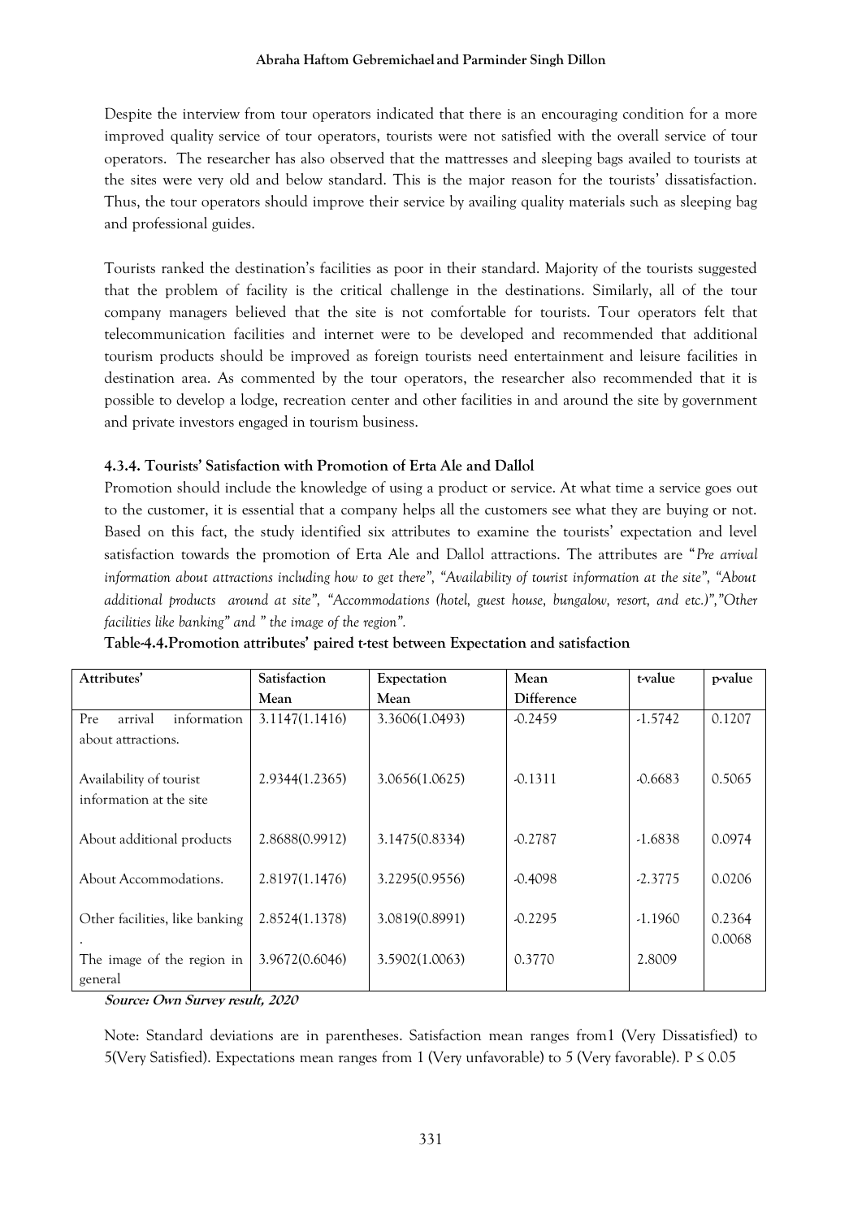Despite the interview from tour operators indicated that there is an encouraging condition for a more improved quality service of tour operators, tourists were not satisfied with the overall service of tour operators. The researcher has also observed that the mattresses and sleeping bags availed to tourists at the sites were very old and below standard. This is the major reason for the tourists' dissatisfaction. Thus, the tour operators should improve their service by availing quality materials such as sleeping bag and professional guides.

Tourists ranked the destination's facilities as poor in their standard. Majority of the tourists suggested that the problem of facility is the critical challenge in the destinations. Similarly, all of the tour company managers believed that the site is not comfortable for tourists. Tour operators felt that telecommunication facilities and internet were to be developed and recommended that additional tourism products should be improved as foreign tourists need entertainment and leisure facilities in destination area. As commented by the tour operators, the researcher also recommended that it is possible to develop a lodge, recreation center and other facilities in and around the site by government and private investors engaged in tourism business.

#### 4.3.4. Tourists' Satisfaction with Promotion of Erta Ale and Dallol

Promotion should include the knowledge of using a product or service. At what time a service goes out to the customer, it is essential that a company helps all the customers see what they are buying or not. Based on this fact, the study identified six attributes to examine the tourists' expectation and level satisfaction towards the promotion of Erta Ale and Dallol attractions. The attributes are "*Pre arrival information about attractions including how to get there", "Availability of tourist information at the site", "About additional products around at site", "Accommodations (hotel, guest house, bungalow, resort, and etc.)","Other facilities like banking" and " the image of the region".*

**Table-4.4.Promotion attributes' paired t-test between Expectation and satisfaction**

| Attributes' | Satisfaction Mean | Expectation Mean | Mean Difference | t-value | p-value |
|---|---|---|---|---|---|
| Pre arrival information about attractions. | 3.1147(1.1416) | 3.3606(1.0493) | -0.2459 | -1.5742 | 0.1207 |
| Availability of tourist information at the site | 2.9344(1.2365) | 3.0656(1.0625) | -0.1311 | -0.6683 | 0.5065 |
| About additional products | 2.8688(0.9912) | 3.1475(0.8334) | -0.2787 | -1.6838 | 0.0974 |
| About Accommodations. | 2.8197(1.1476) | 3.2295(0.9556) | -0.4098 | -2.3775 | 0.0206 |
| Other facilities, like banking . | 2.8524(1.1378) | 3.0819(0.8991) | -0.2295 | -1.1960 | 0.2364 |
| The image of the region in general | 3.9672(0.6046) | 3.5902(1.0063) | 0.3770 | 2.8009 | 0.0068 |

**Source: Own Survey result, 2020**

Note: Standard deviations are in parentheses. Satisfaction mean ranges from1 (Very Dissatisfied) to 5(Very Satisfied). Expectations mean ranges from 1 (Very unfavorable) to 5 (Very favorable). $P \leq 0.05$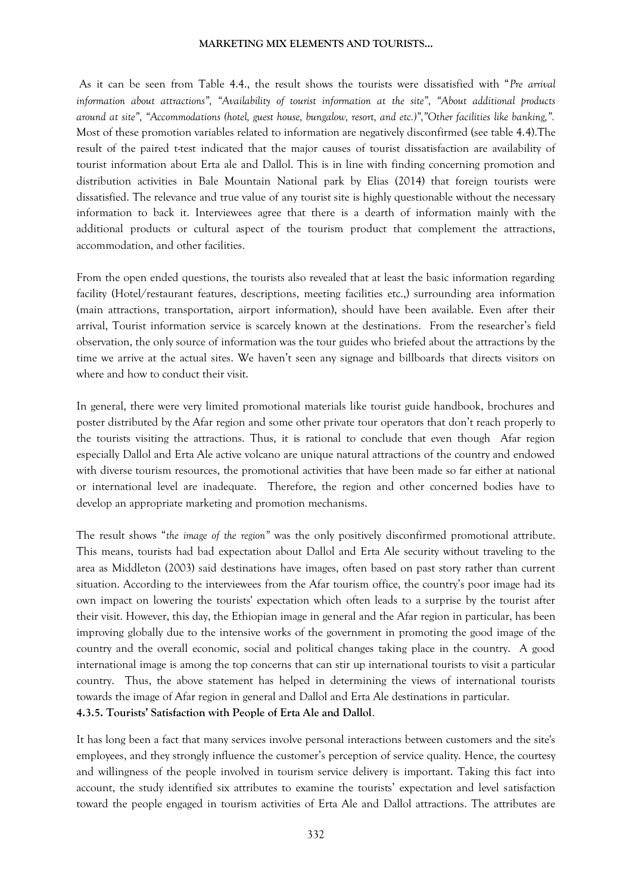As it can be seen from Table 4.4., the result shows the tourists were dissatisfied with "*Pre arrival information about attractions", "Availability of tourist information at the site", "About additional products around at site", "Accommodations (hotel, guest house, bungalow, resort, and etc.)","Other facilities like banking,".* Most of these promotion variables related to information are negatively disconfirmed (see table 4.4).The result of the paired t-test indicated that the major causes of tourist dissatisfaction are availability of tourist information about Erta ale and Dallol. This is in line with finding concerning promotion and distribution activities in Bale Mountain National park by Elias (2014) that foreign tourists were dissatisfied. The relevance and true value of any tourist site is highly questionable without the necessary information to back it. Interviewees agree that there is a dearth of information mainly with the additional products or cultural aspect of the tourism product that complement the attractions, accommodation, and other facilities.

From the open ended questions, the tourists also revealed that at least the basic information regarding facility (Hotel/restaurant features, descriptions, meeting facilities etc.,) surrounding area information (main attractions, transportation, airport information), should have been available. Even after their arrival, Tourist information service is scarcely known at the destinations. From the researcher's field observation, the only source of information was the tour guides who briefed about the attractions by the time we arrive at the actual sites. We haven't seen any signage and billboards that directs visitors on where and how to conduct their visit.

In general, there were very limited promotional materials like tourist guide handbook, brochures and poster distributed by the Afar region and some other private tour operators that don't reach properly to the tourists visiting the attractions. Thus, it is rational to conclude that even though Afar region especially Dallol and Erta Ale active volcano are unique natural attractions of the country and endowed with diverse tourism resources, the promotional activities that have been made so far either at national or international level are inadequate. Therefore, the region and other concerned bodies have to develop an appropriate marketing and promotion mechanisms.

The result shows "*the image of the region*" was the only positively disconfirmed promotional attribute. This means, tourists had bad expectation about Dallol and Erta Ale security without traveling to the area as Middleton (2003) said destinations have images, often based on past story rather than current situation. According to the interviewees from the Afar tourism office, the country's poor image had its own impact on lowering the tourists' expectation which often leads to a surprise by the tourist after their visit. However, this day, the Ethiopian image in general and the Afar region in particular, has been improving globally due to the intensive works of the government in promoting the good image of the country and the overall economic, social and political changes taking place in the country. A good international image is among the top concerns that can stir up international tourists to visit a particular country. Thus, the above statement has helped in determining the views of international tourists towards the image of Afar region in general and Dallol and Erta Ale destinations in particular.

#### 4.3.5. Tourists' Satisfaction with People of Erta Ale and Dallol.

It has long been a fact that many services involve personal interactions between customers and the site's employees, and they strongly influence the customer's perception of service quality. Hence, the courtesy and willingness of the people involved in tourism service delivery is important. Taking this fact into account, the study identified six attributes to examine the tourists' expectation and level satisfaction toward the people engaged in tourism activities of Erta Ale and Dallol attractions. The attributes are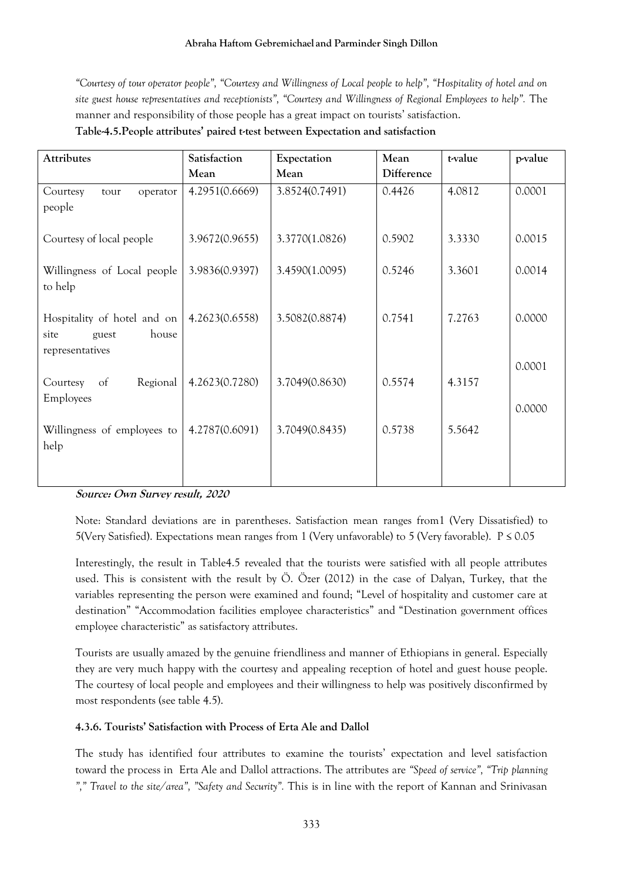*"Courtesy of tour operator people", "Courtesy and Willingness of Local people to help", "Hospitality of hotel and on site guest house representatives and receptionists", "Courtesy and Willingness of Regional Employees to help".* The manner and responsibility of those people has a great impact on tourists' satisfaction.

**Table-4.5.People attributes' paired t-test between Expectation and satisfaction**

| Attributes | Satisfaction Mean | Expectation Mean | Mean Difference | t-value | p-value |
|---|---|---|---|---|---|
| Courtesy tour operator people | 4.2951(0.6669) | 3.8524(0.7491) | 0.4426 | 4.0812 | 0.0001 |
| Courtesy of local people | 3.9672(0.9655) | 3.3770(1.0826) | 0.5902 | 3.3330 | 0.0015 |
| Willingness of Local people to help | 3.9836(0.9397) | 3.4590(1.0095) | 0.5246 | 3.3601 | 0.0014 |
| Hospitality of hotel and on site guest house representatives | 4.2623(0.6558) | 3.5082(0.8874) | 0.7541 | 7.2763 | 0.0000 |
| Courtesy of Regional Employees | 4.2623(0.7280) | 3.7049(0.8630) | 0.5574 | 4.3157 | 0.0001 |
| Willingness of employees to help | 4.2787(0.6091) | 3.7049(0.8435) | 0.5738 | 5.5642 | 0.0000 |

***Source: Own Survey result, 2020***

Note: Standard deviations are in parentheses. Satisfaction mean ranges from1 (Very Dissatisfied) to 5(Very Satisfied). Expectations mean ranges from 1 (Very unfavorable) to 5 (Very favorable). $P \leq 0.05$

Interestingly, the result in Table4.5 revealed that the tourists were satisfied with all people attributes used. This is consistent with the result by Ö. Özer (2012) in the case of Dalyan, Turkey, that the variables representing the person were examined and found; "Level of hospitality and customer care at destination" "Accommodation facilities employee characteristics" and "Destination government offices employee characteristic" as satisfactory attributes.

Tourists are usually amazed by the genuine friendliness and manner of Ethiopians in general. Especially they are very much happy with the courtesy and appealing reception of hotel and guest house people. The courtesy of local people and employees and their willingness to help was positively disconfirmed by most respondents (see table 4.5).

#### 4.3.6. Tourists' Satisfaction with Process of Erta Ale and Dallol

The study has identified four attributes to examine the tourists' expectation and level satisfaction toward the process in Erta Ale and Dallol attractions. The attributes are *"Speed of service", "Trip planning "," Travel to the site/area", "Safety and Security".* This is in line with the report of Kannan and Srinivasan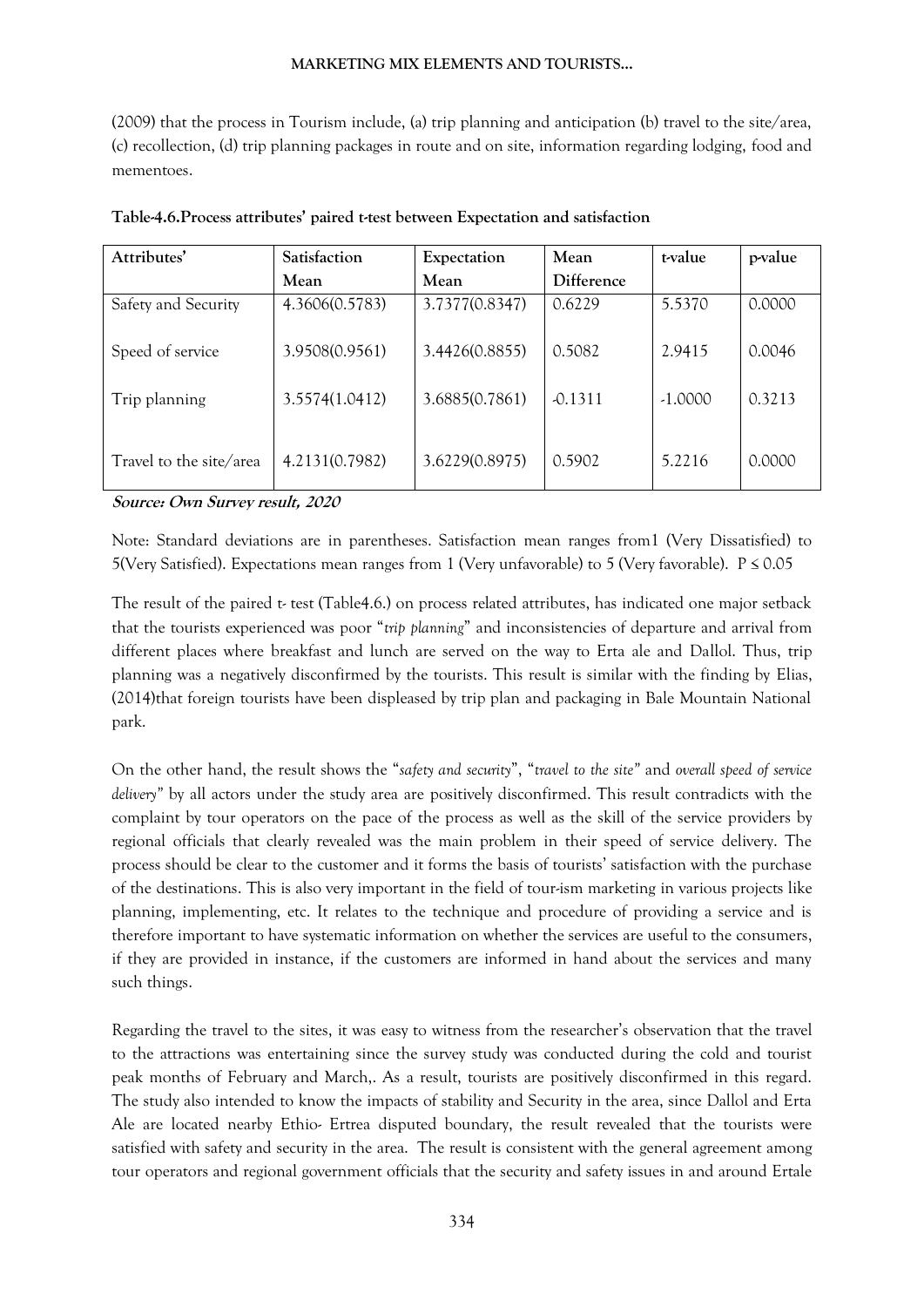(2009) that the process in Tourism include, (a) trip planning and anticipation (b) travel to the site/area, (c) recollection, (d) trip planning packages in route and on site, information regarding lodging, food and mementoes.

**Table-4.6.Process attributes' paired t-test between Expectation and satisfaction**

| Attributes' | Satisfaction Mean | Expectation Mean | Mean Difference | t-value | p-value |
|---|---|---|---|---|---|
| Safety and Security | 4.3606(0.5783) | 3.7377(0.8347) | 0.6229 | 5.5370 | 0.0000 |
| Speed of service | 3.9508(0.9561) | 3.4426(0.8855) | 0.5082 | 2.9415 | 0.0046 |
| Trip planning | 3.5574(1.0412) | 3.6885(0.7861) | -0.1311 | -1.0000 | 0.3213 |
| Travel to the site/area | 4.2131(0.7982) | 3.6229(0.8975) | 0.5902 | 5.2216 | 0.0000 |

***Source: Own Survey result, 2020***

Note: Standard deviations are in parentheses. Satisfaction mean ranges from1 (Very Dissatisfied) to 5(Very Satisfied). Expectations mean ranges from 1 (Very unfavorable) to 5 (Very favorable). $P \leq 0.05$

The result of the paired t- test (Table4.6.) on process related attributes, has indicated one major setback that the tourists experienced was poor "*trip planning*" and inconsistencies of departure and arrival from different places where breakfast and lunch are served on the way to Erta ale and Dallol. Thus, trip planning was a negatively disconfirmed by the tourists. This result is similar with the finding by Elias, (2014)that foreign tourists have been displeased by trip plan and packaging in Bale Mountain National park.

On the other hand, the result shows the "*safety and security*", "*travel to the site"* and *overall speed of service delivery"* by all actors under the study area are positively disconfirmed. This result contradicts with the complaint by tour operators on the pace of the process as well as the skill of the service providers by regional officials that clearly revealed was the main problem in their speed of service delivery. The process should be clear to the customer and it forms the basis of tourists' satisfaction with the purchase of the destinations. This is also very important in the field of tour-ism marketing in various projects like planning, implementing, etc. It relates to the technique and procedure of providing a service and is therefore important to have systematic information on whether the services are useful to the consumers, if they are provided in instance, if the customers are informed in hand about the services and many such things.

Regarding the travel to the sites, it was easy to witness from the researcher's observation that the travel to the attractions was entertaining since the survey study was conducted during the cold and tourist peak months of February and March,. As a result, tourists are positively disconfirmed in this regard. The study also intended to know the impacts of stability and Security in the area, since Dallol and Erta Ale are located nearby Ethio- Ertrea disputed boundary, the result revealed that the tourists were satisfied with safety and security in the area. The result is consistent with the general agreement among tour operators and regional government officials that the security and safety issues in and around Ertale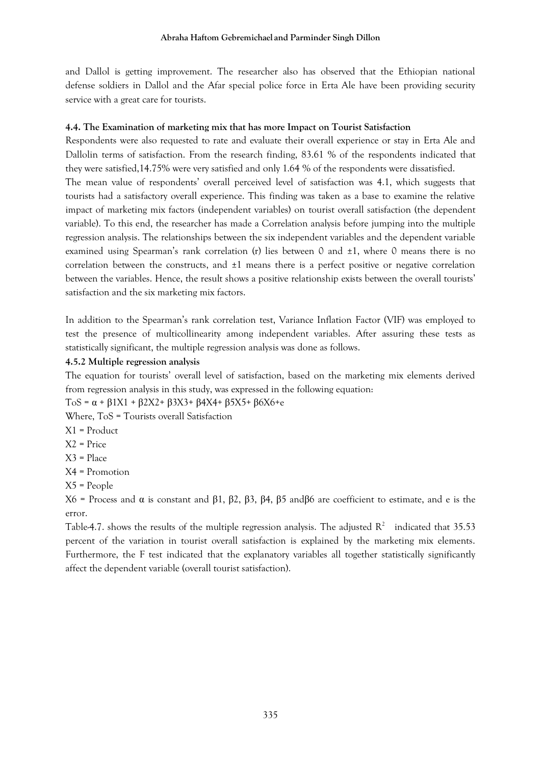and Dallol is getting improvement. The researcher also has observed that the Ethiopian national defense soldiers in Dallol and the Afar special police force in Erta Ale have been providing security service with a great care for tourists.

### 4.4. The Examination of marketing mix that has more Impact on Tourist Satisfaction

Respondents were also requested to rate and evaluate their overall experience or stay in Erta Ale and Dallolin terms of satisfaction. From the research finding, 83.61 % of the respondents indicated that they were satisfied,14.75% were very satisfied and only 1.64 % of the respondents were dissatisfied.

The mean value of respondents' overall perceived level of satisfaction was 4.1, which suggests that tourists had a satisfactory overall experience. This finding was taken as a base to examine the relative impact of marketing mix factors (independent variables) on tourist overall satisfaction (the dependent variable). To this end, the researcher has made a Correlation analysis before jumping into the multiple regression analysis. The relationships between the six independent variables and the dependent variable examined using Spearman's rank correlation (r) lies between 0 and ±1, where 0 means there is no correlation between the constructs, and ±1 means there is a perfect positive or negative correlation between the variables. Hence, the result shows a positive relationship exists between the overall tourists' satisfaction and the six marketing mix factors.

In addition to the Spearman's rank correlation test, Variance Inflation Factor (VIF) was employed to test the presence of multicollinearity among independent variables. After assuring these tests as statistically significant, the multiple regression analysis was done as follows.

### 4.5.2 Multiple regression analysis

The equation for tourists' overall level of satisfaction, based on the marketing mix elements derived from regression analysis in this study, was expressed in the following equation:

$$ToS = \alpha + \beta 1X1 + \beta 2X2 + \beta 3X3 + \beta 4X4 + \beta 5X5 + \beta 6X6 + e$$

Where, ToS = Tourists overall Satisfaction

X1 = Product

X2 = Price

X3 = Place

X4 = Promotion

X5 = People

X6 = Process and $\alpha$ is constant and $\beta 1$, $\beta 2$, $\beta 3$, $\beta 4$, $\beta 5$ and $\beta 6$ are coefficient to estimate, and e is the error.

Table-4.7. shows the results of the multiple regression analysis. The adjusted $R^2$ indicated that 35.53 percent of the variation in tourist overall satisfaction is explained by the marketing mix elements. Furthermore, the F test indicated that the explanatory variables all together statistically significantly affect the dependent variable (overall tourist satisfaction).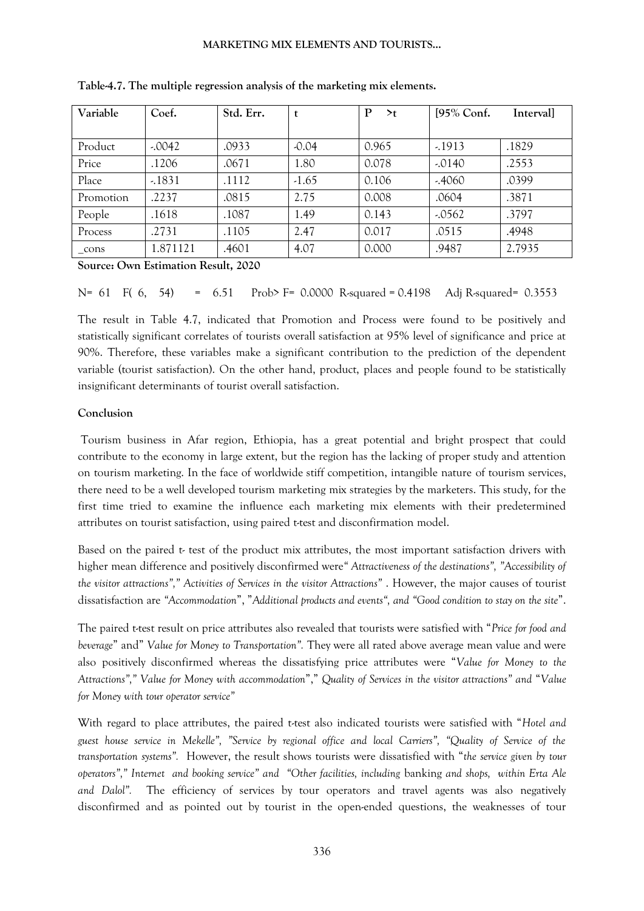**Table-4.7. The multiple regression analysis of the marketing mix elements.**

| Variable | Coef. | Std. Err. | t | P >t | [95% Conf. | Interval] |
|---|---|---|---|---|---|---|
| Product | -.0042 | .0933 | -0.04 | 0.965 | -.1913 | .1829 |
| Price | .1206 | .0671 | 1.80 | 0.078 | -.0140 | .2553 |
| Place | -.1831 | .1112 | -1.65 | 0.106 | -.4060 | .0399 |
| Promotion | .2237 | .0815 | 2.75 | 0.008 | .0604 | .3871 |
| People | .1618 | .1087 | 1.49 | 0.143 | -.0562 | .3797 |
| Process | .2731 | .1105 | 2.47 | 0.017 | .0515 | .4948 |
| _cons | 1.871121 | .4601 | 4.07 | 0.000 | .9487 | 2.7935 |

**Source: Own Estimation Result, 2020**

N= 61 F( 6, 54) = 6.51 Prob> F= 0.0000 R-squared = 0.4198 Adj R-squared= 0.3553

The result in Table 4.7, indicated that Promotion and Process were found to be positively and statistically significant correlates of tourists overall satisfaction at 95% level of significance and price at 90%. Therefore, these variables make a significant contribution to the prediction of the dependent variable (tourist satisfaction). On the other hand, product, places and people found to be statistically insignificant determinants of tourist overall satisfaction.

## Conclusion

Tourism business in Afar region, Ethiopia, has a great potential and bright prospect that could contribute to the economy in large extent, but the region has the lacking of proper study and attention on tourism marketing. In the face of worldwide stiff competition, intangible nature of tourism services, there need to be a well developed tourism marketing mix strategies by the marketers. This study, for the first time tried to examine the influence each marketing mix elements with their predetermined attributes on tourist satisfaction, using paired t-test and disconfirmation model.

Based on the paired t- test of the product mix attributes, the most important satisfaction drivers with higher mean difference and positively disconfirmed were*" Attractiveness of the destinations", "Accessibility of the visitor attractions"," Activities of Services in the visitor Attractions"* . However, the major causes of tourist dissatisfaction are *"Accommodation*", "*Additional products and events", and "Good condition to stay on the site*".

The paired t-test result on price attributes also revealed that tourists were satisfied with "*Price for food and beverage*" and" *Value for Money to Transportation".* They were all rated above average mean value and were also positively disconfirmed whereas the dissatisfying price attributes were "*Value for Money to the Attractions"," Value for Money with accommodation*"," *Quality of Services in the visitor attractions" and* "*Value for Money with tour operator service"*

With regard to place attributes, the paired t-test also indicated tourists were satisfied with "*Hotel and guest house service in Mekelle", "Service by regional office and local Carriers", "Quality of Service of the transportation systems".* However, the result shows tourists were dissatisfied with "*the service given by tour operators"," Internet and booking service" and "Other facilities, including* banking *and shops, within Erta Ale and Dalol".* The efficiency of services by tour operators and travel agents was also negatively disconfirmed and as pointed out by tourist in the open-ended questions, the weaknesses of tour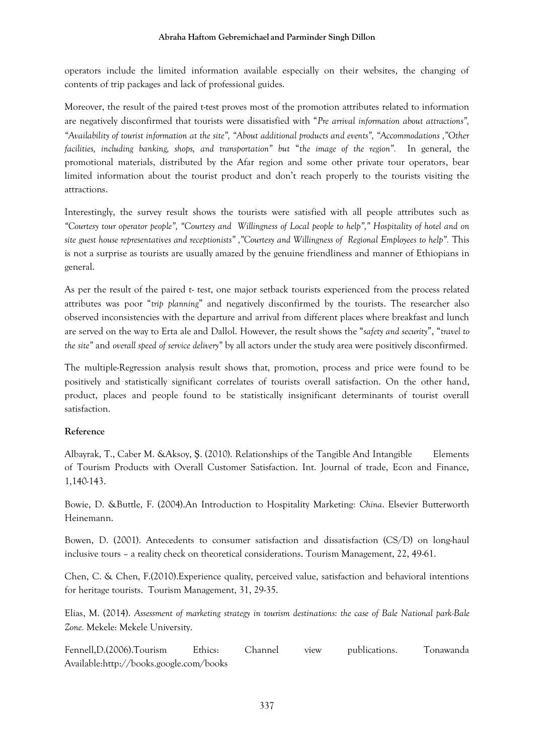operators include the limited information available especially on their websites, the changing of contents of trip packages and lack of professional guides.

Moreover, the result of the paired t-test proves most of the promotion attributes related to information are negatively disconfirmed that tourists were dissatisfied with "*Pre arrival information about attractions", "Availability of tourist information at the site", "About additional products and events", "Accommodations ,"Other facilities, including banking, shops, and transportation" but* "*the image of the region".* In general, the promotional materials, distributed by the Afar region and some other private tour operators, bear limited information about the tourist product and don't reach properly to the tourists visiting the attractions.

Interestingly, the survey result shows the tourists were satisfied with all people attributes such as *"Courtesy tour operator people", "Courtesy and Willingness of Local people to help"," Hospitality of hotel and on site guest house representatives and receptionists" ,"Courtesy and Willingness of Regional Employees to help".* This is not a surprise as tourists are usually amazed by the genuine friendliness and manner of Ethiopians in general.

As per the result of the paired t- test, one major setback tourists experienced from the process related attributes was poor "*trip planning*" and negatively disconfirmed by the tourists. The researcher also observed inconsistencies with the departure and arrival from different places where breakfast and lunch are served on the way to Erta ale and Dallol. However, the result shows the "*safety and security*", "*travel to the site"* and *overall speed of service delivery"* by all actors under the study area were positively disconfirmed.

The multiple-Regression analysis result shows that, promotion, process and price were found to be positively and statistically significant correlates of tourists overall satisfaction. On the other hand, product, places and people found to be statistically insignificant determinants of tourist overall satisfaction.

**Reference**

Albayrak, T., Caber M. &Aksoy, Ş. (2010). Relationships of the Tangible And Intangible Elements of Tourism Products with Overall Customer Satisfaction. Int. Journal of trade, Econ and Finance, 1,140-143.

Bowie, D. &Buttle, F. (2004).An Introduction to Hospitality Marketing: *China*. Elsevier Butterworth Heinemann.

Bowen, D. (2001). Antecedents to consumer satisfaction and dissatisfaction (CS/D) on long-haul inclusive tours – a reality check on theoretical considerations. Tourism Management, 22, 49-61.

Chen, C. & Chen, F.(2010).Experience quality, perceived value, satisfaction and behavioral intentions for heritage tourists. Tourism Management, 31, 29-35.

Elias, M. (2014). *Assessment of marketing strategy in tourism destinations: the case of Bale National park-Bale Zone.* Mekele: Mekele University.

Fennell,D.(2006).Tourism Ethics: Channel view publications. Tonawanda Available:http://books.google.com/books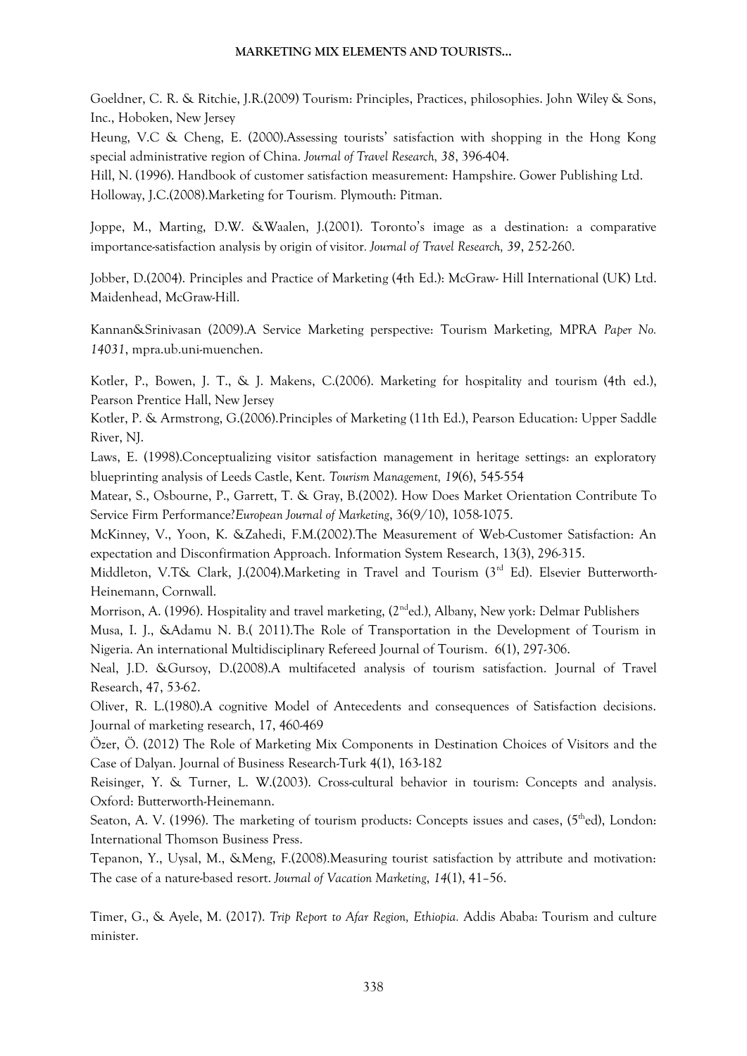Goeldner, C. R. & Ritchie, J.R.(2009) Tourism: Principles, Practices, philosophies. John Wiley & Sons, Inc., Hoboken, New Jersey

Heung, V.C & Cheng, E. (2000).Assessing tourists' satisfaction with shopping in the Hong Kong special administrative region of China. *Journal of Travel Research, 38*, 396-404.

Hill, N. (1996). Handbook of customer satisfaction measurement: Hampshire. Gower Publishing Ltd.

Holloway, J.C.(2008).Marketing for Tourism. Plymouth: Pitman.

Joppe, M., Marting, D.W. &Waalen, J.(2001). Toronto's image as a destination: a comparative importance-satisfaction analysis by origin of visitor. *Journal of Travel Research, 39*, 252-260.

Jobber, D.(2004). Principles and Practice of Marketing (4th Ed.): McGraw- Hill International (UK) Ltd. Maidenhead, McGraw-Hill.

Kannan&Srinivasan (2009).A Service Marketing perspective: Tourism Marketing, MPRA *Paper No. 14031*, mpra.ub.uni-muenchen.

Kotler, P., Bowen, J. T., & J. Makens, C.(2006). Marketing for hospitality and tourism (4th ed.), Pearson Prentice Hall, New Jersey

Kotler, P. & Armstrong, G.(2006).Principles of Marketing (11th Ed.), Pearson Education: Upper Saddle River, NJ.

Laws, E. (1998).Conceptualizing visitor satisfaction management in heritage settings: an exploratory blueprinting analysis of Leeds Castle, Kent. *Tourism Management, 19*(6), 545-554

Matear, S., Osbourne, P., Garrett, T. & Gray, B.(2002). How Does Market Orientation Contribute To Service Firm Performance?*European Journal of Marketing*, 36(9/10), 1058-1075.

McKinney, V., Yoon, K. &Zahedi, F.M.(2002).The Measurement of Web-Customer Satisfaction: An expectation and Disconfirmation Approach. Information System Research, 13(3), 296-315.

Middleton, V.T& Clark, J.(2004).Marketing in Travel and Tourism (3rd Ed). Elsevier Butterworth-Heinemann, Cornwall.

Morrison, A. (1996). Hospitality and travel marketing, (2nd ed.), Albany, New york: Delmar Publishers

Musa, I. J., &Adamu N. B.( 2011).The Role of Transportation in the Development of Tourism in Nigeria. An international Multidisciplinary Refereed Journal of Tourism. 6(1), 297-306.

Neal, J.D. &Gursoy, D.(2008).A multifaceted analysis of tourism satisfaction. Journal of Travel Research, 47, 53-62.

Oliver, R. L.(1980).A cognitive Model of Antecedents and consequences of Satisfaction decisions. Journal of marketing research, 17, 460-469

Özer, Ö. (2012) The Role of Marketing Mix Components in Destination Choices of Visitors and the Case of Dalyan. Journal of Business Research-Turk 4(1), 163-182

Reisinger, Y. & Turner, L. W.(2003). Cross-cultural behavior in tourism: Concepts and analysis. Oxford: Butterworth-Heinemann.

Seaton, A. V. (1996). The marketing of tourism products: Concepts issues and cases, (5th ed), London: International Thomson Business Press.

Tepanon, Y., Uysal, M., &Meng, F.(2008).Measuring tourist satisfaction by attribute and motivation: The case of a nature-based resort. *Journal of Vacation Marketing*, *14*(1), 41–56.

Timer, G., & Ayele, M. (2017). *Trip Report to Afar Region, Ethiopia.* Addis Ababa: Tourism and culture minister.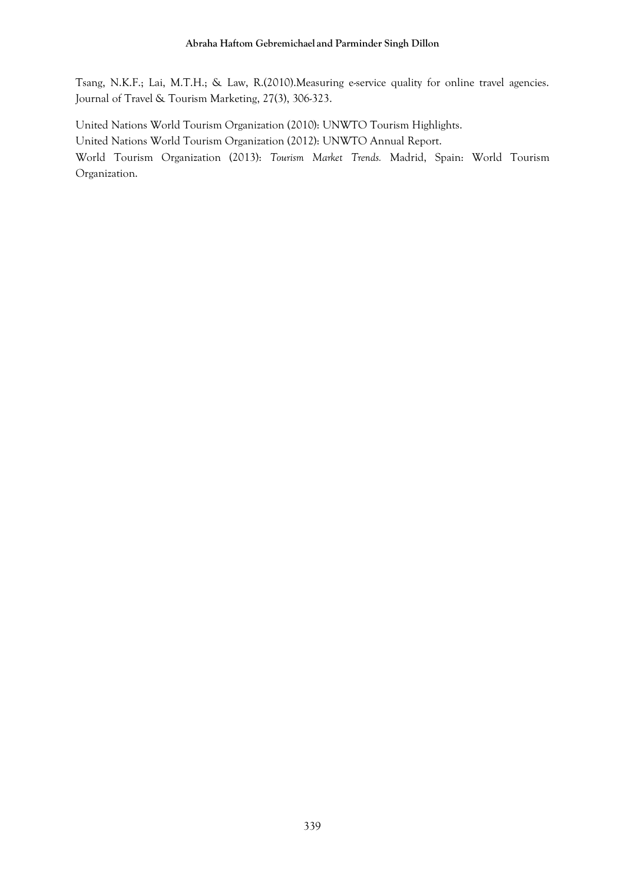Tsang, N.K.F.; Lai, M.T.H.; & Law, R.(2010).Measuring e-service quality for online travel agencies. Journal of Travel & Tourism Marketing, 27(3), 306-323.

United Nations World Tourism Organization (2010): UNWTO Tourism Highlights.

United Nations World Tourism Organization (2012): UNWTO Annual Report.

World Tourism Organization (2013): *Tourism Market Trends.* Madrid, Spain: World Tourism Organization.